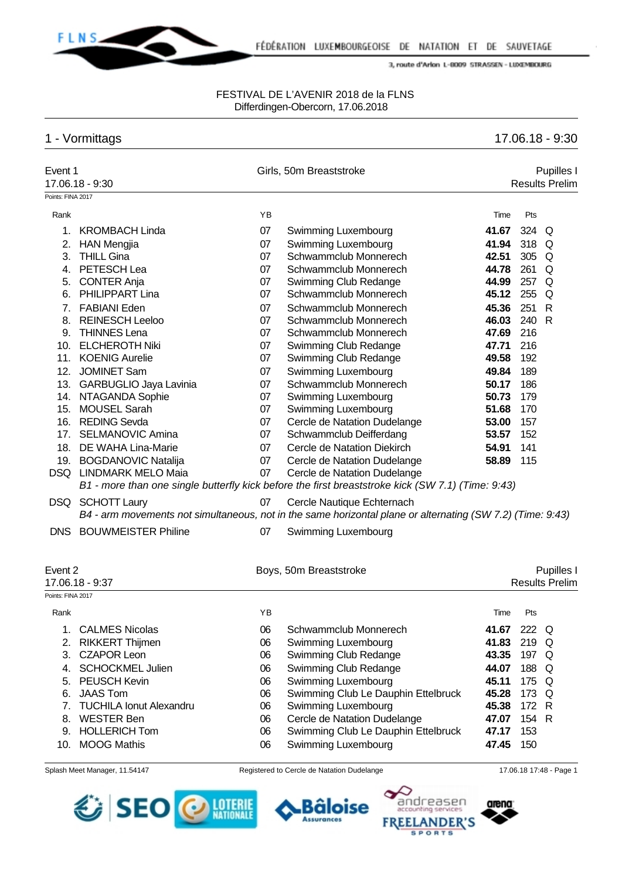FÉDÉRATION LUXEMBOURGEOISE DE NATATION ET DE SAUVETAGE

3, route d'Arlon L-8009 STRASSEN - LUXEMBOURG

FESTIVAL DE L'AVENIR 2018 de la FLNS
Differdingen-Obercorn, 17.06.2018

## 1 - Vormittags 17.06.18 - 9:30

### Event 1 — Girls, 50m Breaststroke — Pupilles I
17.06.18 - 9:30 — Results Prelim

Points: FINA 2017

| Rank | | YB | | Time | Pts | |
|---|---|---|---|---|---|---|
| 1. | KROMBACH Linda | 07 | Swimming Luxembourg | **41.67** | 324 | Q |
| 2. | HAN Mengjia | 07 | Swimming Luxembourg | **41.94** | 318 | Q |
| 3. | THILL Gina | 07 | Schwammclub Monnerech | **42.51** | 305 | Q |
| 4. | PETESCH Lea | 07 | Schwammclub Monnerech | **44.78** | 261 | Q |
| 5. | CONTER Anja | 07 | Swimming Club Redange | **44.99** | 257 | Q |
| 6. | PHILIPPART Lina | 07 | Schwammclub Monnerech | **45.12** | 255 | Q |
| 7. | FABIANI Eden | 07 | Schwammclub Monnerech | **45.36** | 251 | R |
| 8. | REINESCH Leeloo | 07 | Schwammclub Monnerech | **46.03** | 240 | R |
| 9. | THINNES Lena | 07 | Schwammclub Monnerech | **47.69** | 216 | |
| 10. | ELCHEROTH Niki | 07 | Swimming Club Redange | **47.71** | 216 | |
| 11. | KOENIG Aurelie | 07 | Swimming Club Redange | **49.58** | 192 | |
| 12. | JOMINET Sam | 07 | Swimming Luxembourg | **49.84** | 189 | |
| 13. | GARBUGLIO Jaya Lavinia | 07 | Schwammclub Monnerech | **50.17** | 186 | |
| 14. | NTAGANDA Sophie | 07 | Swimming Luxembourg | **50.73** | 179 | |
| 15. | MOUSEL Sarah | 07 | Swimming Luxembourg | **51.68** | 170 | |
| 16. | REDING Sevda | 07 | Cercle de Natation Dudelange | **53.00** | 157 | |
| 17. | SELMANOVIC Amina | 07 | Schwammclub Deifferdang | **53.57** | 152 | |
| 18. | DE WAHA Lina-Marie | 07 | Cercle de Natation Diekirch | **54.91** | 141 | |
| 19. | BOGDANOVIC Natalija | 07 | Cercle de Natation Dudelange | **58.89** | 115 | |
| DSQ | LINDMARK MELO Maia | 07 | Cercle de Natation Dudelange | | | |
| | *B1 - more than one single butterfly kick before the first breaststroke kick (SW 7.1) (Time: 9:43)* | | | | | |
| DSQ | SCHOTT Laury | 07 | Cercle Nautique Echternach | | | |
| | *B4 - arm movements not simultaneous, not in the same horizontal plane or alternating (SW 7.2) (Time: 9:43)* | | | | | |
| DNS | BOUWMEISTER Philine | 07 | Swimming Luxembourg | | | |

### Event 2 — Boys, 50m Breaststroke — Pupilles I
17.06.18 - 9:37 — Results Prelim

Points: FINA 2017

| Rank | | YB | | Time | Pts | |
|---|---|---|---|---|---|---|
| 1. | CALMES Nicolas | 06 | Schwammclub Monnerech | **41.67** | 222 | Q |
| 2. | RIKKERT Thijmen | 06 | Swimming Luxembourg | **41.83** | 219 | Q |
| 3. | CZAPOR Leon | 06 | Swimming Club Redange | **43.35** | 197 | Q |
| 4. | SCHOCKMEL Julien | 06 | Swimming Club Redange | **44.07** | 188 | Q |
| 5. | PEUSCH Kevin | 06 | Swimming Luxembourg | **45.11** | 175 | Q |
| 6. | JAAS Tom | 06 | Swimming Club Le Dauphin Ettelbruck | **45.28** | 173 | Q |
| 7. | TUCHILA Ionut Alexandru | 06 | Swimming Luxembourg | **45.38** | 172 | R |
| 8. | WESTER Ben | 06 | Cercle de Natation Dudelange | **47.07** | 154 | R |
| 9. | HOLLERICH Tom | 06 | Swimming Club Le Dauphin Ettelbruck | **47.17** | 153 | |
| 10. | MOOG Mathis | 06 | Swimming Luxembourg | **47.45** | 150 | |

Splash Meet Manager, 11.54147 — Registered to Cercle de Natation Dudelange — 17.06.18 17:48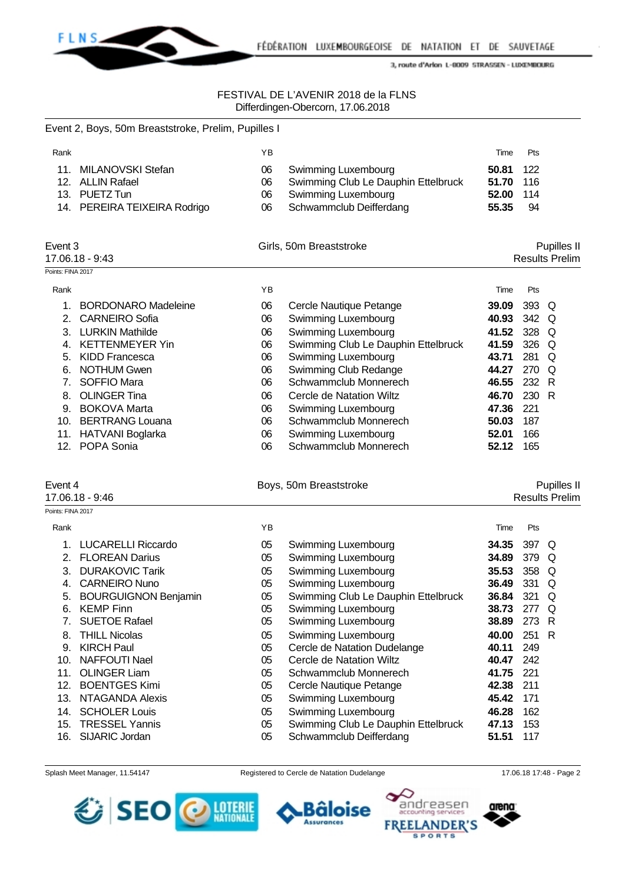FESTIVAL DE L'AVENIR 2018 de la FLNS
Differdingen-Obercorn, 17.06.2018

Event 2, Boys, 50m Breaststroke, Prelim, Pupilles I

| Rank | | YB | | Time | Pts | |
|---|---|---|---|---|---|---|
| 11. | MILANOVSKI Stefan | 06 | Swimming Luxembourg | **50.81** | 122 | |
| 12. | ALLIN Rafael | 06 | Swimming Club Le Dauphin Ettelbruck | **51.70** | 116 | |
| 13. | PUETZ Tun | 06 | Swimming Luxembourg | **52.00** | 114 | |
| 14. | PEREIRA TEIXEIRA Rodrigo | 06 | Schwammclub Deifferdang | **55.35** | 94 | |

Event 3 — Girls, 50m Breaststroke — Pupilles II
17.06.18 - 9:43 — Results Prelim
Points: FINA 2017

| Rank | | YB | | Time | Pts | |
|---|---|---|---|---|---|---|
| 1. | BORDONARO Madeleine | 06 | Cercle Nautique Petange | **39.09** | 393 | Q |
| 2. | CARNEIRO Sofia | 06 | Swimming Luxembourg | **40.93** | 342 | Q |
| 3. | LURKIN Mathilde | 06 | Swimming Luxembourg | **41.52** | 328 | Q |
| 4. | KETTENMEYER Yin | 06 | Swimming Club Le Dauphin Ettelbruck | **41.59** | 326 | Q |
| 5. | KIDD Francesca | 06 | Swimming Luxembourg | **43.71** | 281 | Q |
| 6. | NOTHUM Gwen | 06 | Swimming Club Redange | **44.27** | 270 | Q |
| 7. | SOFFIO Mara | 06 | Schwammclub Monnerech | **46.55** | 232 | R |
| 8. | OLINGER Tina | 06 | Cercle de Natation Wiltz | **46.70** | 230 | R |
| 9. | BOKOVA Marta | 06 | Swimming Luxembourg | **47.36** | 221 | |
| 10. | BERTRANG Louana | 06 | Schwammclub Monnerech | **50.03** | 187 | |
| 11. | HATVANI Boglarka | 06 | Swimming Luxembourg | **52.01** | 166 | |
| 12. | POPA Sonia | 06 | Schwammclub Monnerech | **52.12** | 165 | |

Event 4 — Boys, 50m Breaststroke — Pupilles II
17.06.18 - 9:46 — Results Prelim
Points: FINA 2017

| Rank | | YB | | Time | Pts | |
|---|---|---|---|---|---|---|
| 1. | LUCARELLI Riccardo | 05 | Swimming Luxembourg | **34.35** | 397 | Q |
| 2. | FLOREAN Darius | 05 | Swimming Luxembourg | **34.89** | 379 | Q |
| 3. | DURAKOVIC Tarik | 05 | Swimming Luxembourg | **35.53** | 358 | Q |
| 4. | CARNEIRO Nuno | 05 | Swimming Luxembourg | **36.49** | 331 | Q |
| 5. | BOURGUIGNON Benjamin | 05 | Swimming Club Le Dauphin Ettelbruck | **36.84** | 321 | Q |
| 6. | KEMP Finn | 05 | Swimming Luxembourg | **38.73** | 277 | Q |
| 7. | SUETOE Rafael | 05 | Swimming Luxembourg | **38.89** | 273 | R |
| 8. | THILL Nicolas | 05 | Swimming Luxembourg | **40.00** | 251 | R |
| 9. | KIRCH Paul | 05 | Cercle de Natation Dudelange | **40.11** | 249 | |
| 10. | NAFFOUTI Nael | 05 | Cercle de Natation Wiltz | **40.47** | 242 | |
| 11. | OLINGER Liam | 05 | Schwammclub Monnerech | **41.75** | 221 | |
| 12. | BOENTGES Kimi | 05 | Cercle Nautique Petange | **42.38** | 211 | |
| 13. | NTAGANDA Alexis | 05 | Swimming Luxembourg | **45.42** | 171 | |
| 14. | SCHOLER Louis | 05 | Swimming Luxembourg | **46.28** | 162 | |
| 15. | TRESSEL Yannis | 05 | Swimming Club Le Dauphin Ettelbruck | **47.13** | 153 | |
| 16. | SIJARIC Jordan | 05 | Schwammclub Deifferdang | **51.51** | 117 | |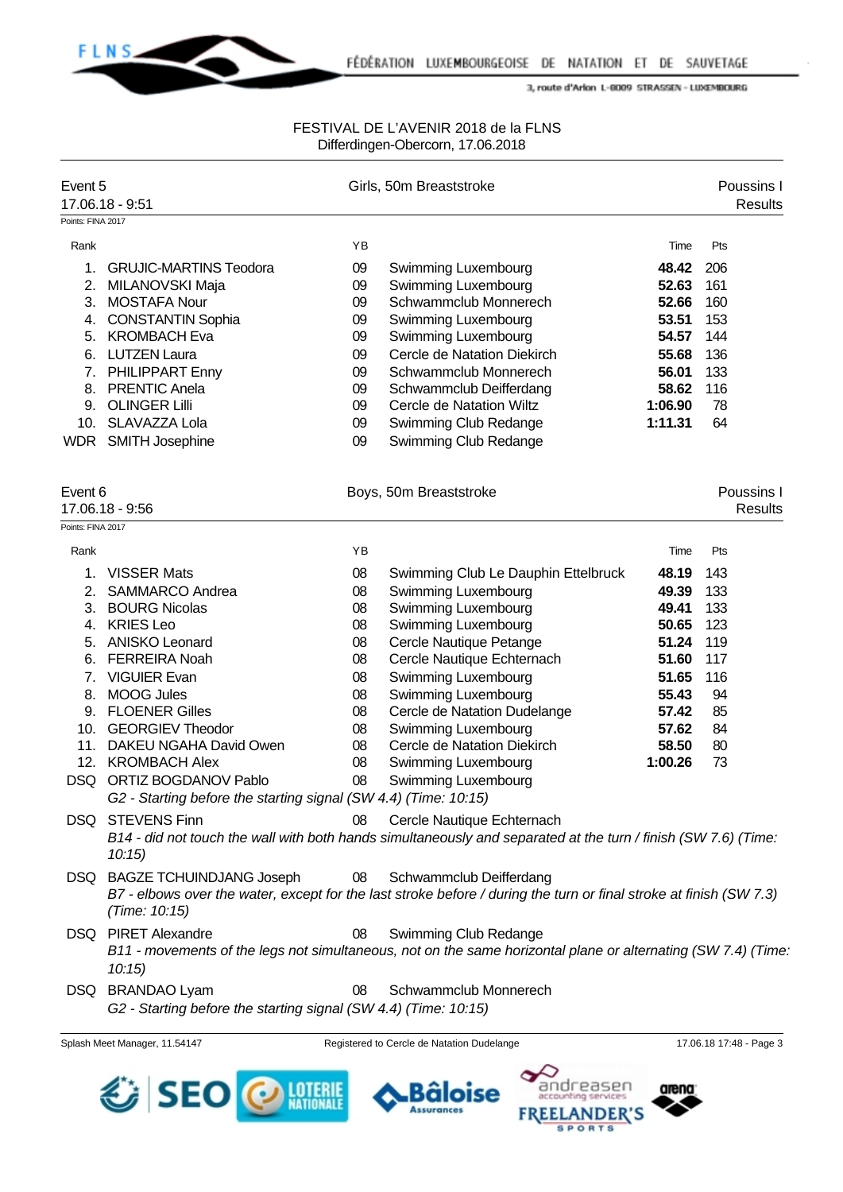FESTIVAL DE L'AVENIR 2018 de la FLNS
Differdingen-Obercorn, 17.06.2018

## Event 5 — Girls, 50m Breaststroke — Poussins I

17.06.18 - 9:51 — Results

Points: FINA 2017

| Rank | | YB | | Time | Pts |
|---|---|---|---|---|---|
| 1. | GRUJIC-MARTINS Teodora | 09 | Swimming Luxembourg | **48.42** | 206 |
| 2. | MILANOVSKI Maja | 09 | Swimming Luxembourg | **52.63** | 161 |
| 3. | MOSTAFA Nour | 09 | Schwammclub Monnerech | **52.66** | 160 |
| 4. | CONSTANTIN Sophia | 09 | Swimming Luxembourg | **53.51** | 153 |
| 5. | KROMBACH Eva | 09 | Swimming Luxembourg | **54.57** | 144 |
| 6. | LUTZEN Laura | 09 | Cercle de Natation Diekirch | **55.68** | 136 |
| 7. | PHILIPPART Enny | 09 | Schwammclub Monnerech | **56.01** | 133 |
| 8. | PRENTIC Anela | 09 | Schwammclub Deifferdang | **58.62** | 116 |
| 9. | OLINGER Lilli | 09 | Cercle de Natation Wiltz | **1:06.90** | 78 |
| 10. | SLAVAZZA Lola | 09 | Swimming Club Redange | **1:11.31** | 64 |
| WDR | SMITH Josephine | 09 | Swimming Club Redange | | |

## Event 6 — Boys, 50m Breaststroke — Poussins I

17.06.18 - 9:56 — Results

Points: FINA 2017

| Rank | | YB | | Time | Pts |
|---|---|---|---|---|---|
| 1. | VISSER Mats | 08 | Swimming Club Le Dauphin Ettelbruck | **48.19** | 143 |
| 2. | SAMMARCO Andrea | 08 | Swimming Luxembourg | **49.39** | 133 |
| 3. | BOURG Nicolas | 08 | Swimming Luxembourg | **49.41** | 133 |
| 4. | KRIES Leo | 08 | Swimming Luxembourg | **50.65** | 123 |
| 5. | ANISKO Leonard | 08 | Cercle Nautique Petange | **51.24** | 119 |
| 6. | FERREIRA Noah | 08 | Cercle Nautique Echternach | **51.60** | 117 |
| 7. | VIGUIER Evan | 08 | Swimming Luxembourg | **51.65** | 116 |
| 8. | MOOG Jules | 08 | Swimming Luxembourg | **55.43** | 94 |
| 9. | FLOENER Gilles | 08 | Cercle de Natation Dudelange | **57.42** | 85 |
| 10. | GEORGIEV Theodor | 08 | Swimming Luxembourg | **57.62** | 84 |
| 11. | DAKEU NGAHA David Owen | 08 | Cercle de Natation Diekirch | **58.50** | 80 |
| 12. | KROMBACH Alex | 08 | Swimming Luxembourg | **1:00.26** | 73 |
| DSQ | ORTIZ BOGDANOV Pablo | 08 | Swimming Luxembourg | | |
| | *G2 - Starting before the starting signal (SW 4.4) (Time: 10:15)* | | | | |
| DSQ | STEVENS Finn | 08 | Cercle Nautique Echternach | | |
| | *B14 - did not touch the wall with both hands simultaneously and separated at the turn / finish (SW 7.6) (Time: 10:15)* | | | | |
| DSQ | BAGZE TCHUINDJANG Joseph | 08 | Schwammclub Deifferdang | | |
| | *B7 - elbows over the water, except for the last stroke before / during the turn or final stroke at finish (SW 7.3) (Time: 10:15)* | | | | |
| DSQ | PIRET Alexandre | 08 | Swimming Club Redange | | |
| | *B11 - movements of the legs not simultaneous, not on the same horizontal plane or alternating (SW 7.4) (Time: 10:15)* | | | | |
| DSQ | BRANDAO Lyam | 08 | Schwammclub Monnerech | | |
| | *G2 - Starting before the starting signal (SW 4.4) (Time: 10:15)* | | | | |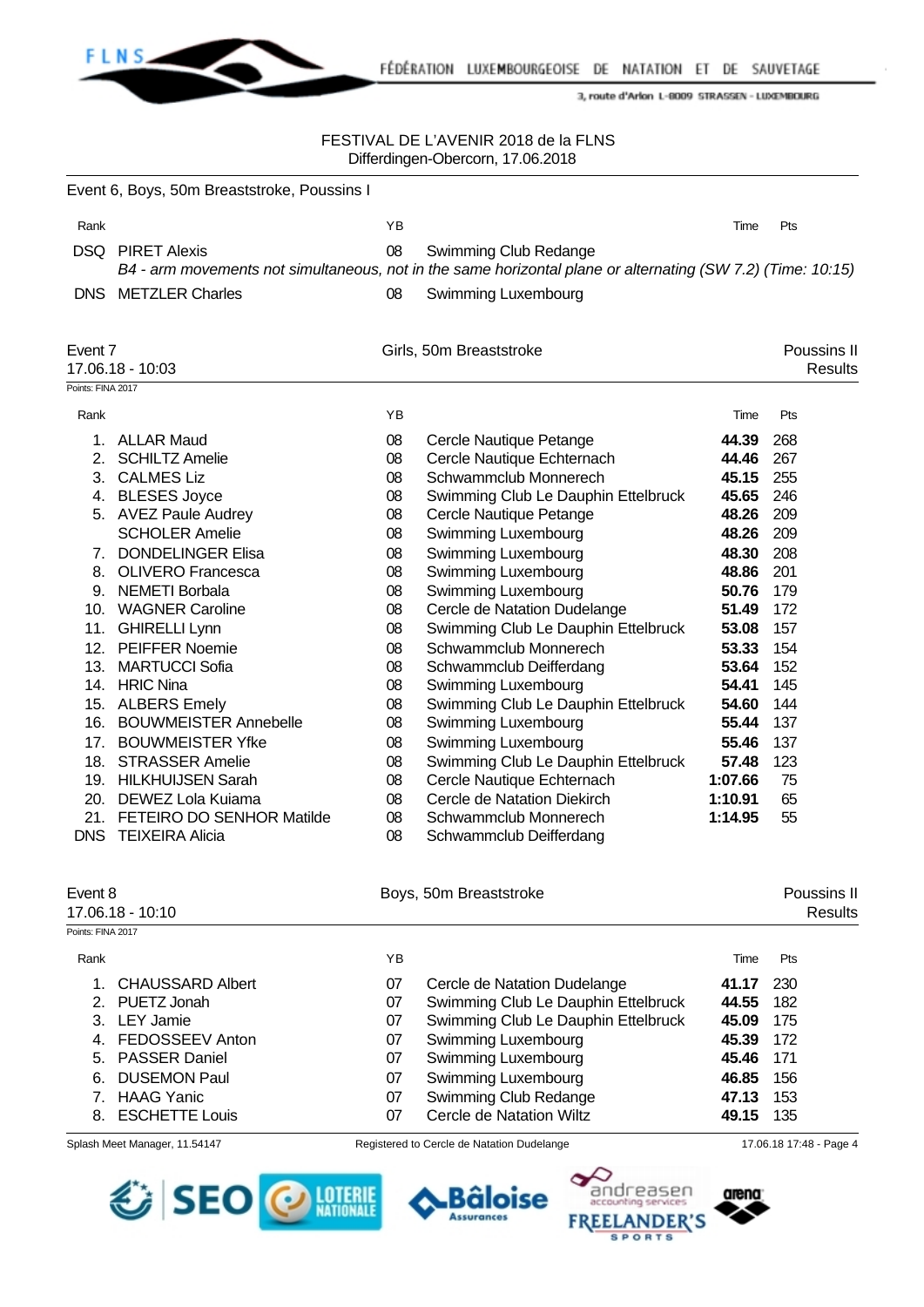FESTIVAL DE L'AVENIR 2018 de la FLNS
Differdingen-Obercorn, 17.06.2018

Event 6, Boys, 50m Breaststroke, Poussins I

| Rank | | YB | | Time | Pts |
|---|---|---|---|---|---|
| DSQ | PIRET Alexis | 08 | Swimming Club Redange | | |
| | *B4 - arm movements not simultaneous, not in the same horizontal plane or alternating (SW 7.2) (Time: 10:15)* | | | | |
| DNS | METZLER Charles | 08 | Swimming Luxembourg | | |

## Event 7 — Girls, 50m Breaststroke — Poussins II

17.06.18 - 10:03 — Results

Points: FINA 2017

| Rank | | YB | | Time | Pts |
|---|---|---|---|---|---|
| 1. | ALLAR Maud | 08 | Cercle Nautique Petange | **44.39** | 268 |
| 2. | SCHILTZ Amelie | 08 | Cercle Nautique Echternach | **44.46** | 267 |
| 3. | CALMES Liz | 08 | Schwammclub Monnerech | **45.15** | 255 |
| 4. | BLESES Joyce | 08 | Swimming Club Le Dauphin Ettelbruck | **45.65** | 246 |
| 5. | AVEZ Paule Audrey | 08 | Cercle Nautique Petange | **48.26** | 209 |
| | SCHOLER Amelie | 08 | Swimming Luxembourg | **48.26** | 209 |
| 7. | DONDELINGER Elisa | 08 | Swimming Luxembourg | **48.30** | 208 |
| 8. | OLIVERO Francesca | 08 | Swimming Luxembourg | **48.86** | 201 |
| 9. | NEMETI Borbala | 08 | Swimming Luxembourg | **50.76** | 179 |
| 10. | WAGNER Caroline | 08 | Cercle de Natation Dudelange | **51.49** | 172 |
| 11. | GHIRELLI Lynn | 08 | Swimming Club Le Dauphin Ettelbruck | **53.08** | 157 |
| 12. | PEIFFER Noemie | 08 | Schwammclub Monnerech | **53.33** | 154 |
| 13. | MARTUCCI Sofia | 08 | Schwammclub Deifferdang | **53.64** | 152 |
| 14. | HRIC Nina | 08 | Swimming Luxembourg | **54.41** | 145 |
| 15. | ALBERS Emely | 08 | Swimming Club Le Dauphin Ettelbruck | **54.60** | 144 |
| 16. | BOUWMEISTER Annebelle | 08 | Swimming Luxembourg | **55.44** | 137 |
| 17. | BOUWMEISTER Yfke | 08 | Swimming Luxembourg | **55.46** | 137 |
| 18. | STRASSER Amelie | 08 | Swimming Club Le Dauphin Ettelbruck | **57.48** | 123 |
| 19. | HILKHUIJSEN Sarah | 08 | Cercle Nautique Echternach | **1:07.66** | 75 |
| 20. | DEWEZ Lola Kuiama | 08 | Cercle de Natation Diekirch | **1:10.91** | 65 |
| 21. | FETEIRO DO SENHOR Matilde | 08 | Schwammclub Monnerech | **1:14.95** | 55 |
| DNS | TEIXEIRA Alicia | 08 | Schwammclub Deifferdang | | |

## Event 8 — Boys, 50m Breaststroke — Poussins II

17.06.18 - 10:10 — Results

Points: FINA 2017

| Rank | | YB | | Time | Pts |
|---|---|---|---|---|---|
| 1. | CHAUSSARD Albert | 07 | Cercle de Natation Dudelange | **41.17** | 230 |
| 2. | PUETZ Jonah | 07 | Swimming Club Le Dauphin Ettelbruck | **44.55** | 182 |
| 3. | LEY Jamie | 07 | Swimming Club Le Dauphin Ettelbruck | **45.09** | 175 |
| 4. | FEDOSSEEV Anton | 07 | Swimming Luxembourg | **45.39** | 172 |
| 5. | PASSER Daniel | 07 | Swimming Luxembourg | **45.46** | 171 |
| 6. | DUSEMON Paul | 07 | Swimming Luxembourg | **46.85** | 156 |
| 7. | HAAG Yanic | 07 | Swimming Club Redange | **47.13** | 153 |
| 8. | ESCHETTE Louis | 07 | Cercle de Natation Wiltz | **49.15** | 135 |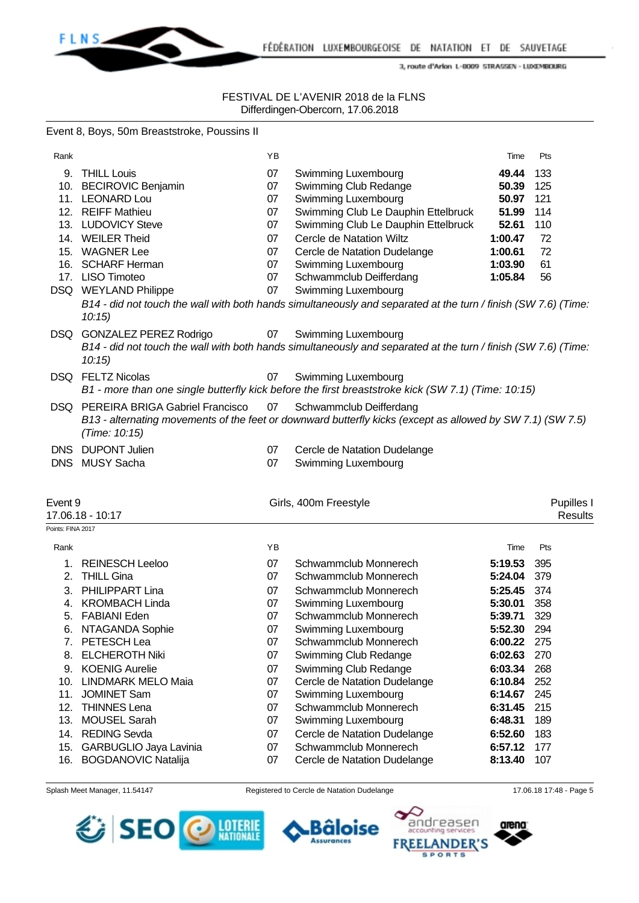FESTIVAL DE L'AVENIR 2018 de la FLNS
Differdingen-Obercorn, 17.06.2018

Event 8, Boys, 50m Breaststroke, Poussins II

| Rank | | YB | | Time | Pts |
|---|---|---|---|---|---|
| 9. | THILL Louis | 07 | Swimming Luxembourg | **49.44** | 133 |
| 10. | BECIROVIC Benjamin | 07 | Swimming Club Redange | **50.39** | 125 |
| 11. | LEONARD Lou | 07 | Swimming Luxembourg | **50.97** | 121 |
| 12. | REIFF Mathieu | 07 | Swimming Club Le Dauphin Ettelbruck | **51.99** | 114 |
| 13. | LUDOVICY Steve | 07 | Swimming Club Le Dauphin Ettelbruck | **52.61** | 110 |
| 14. | WEILER Theid | 07 | Cercle de Natation Wiltz | **1:00.47** | 72 |
| 15. | WAGNER Lee | 07 | Cercle de Natation Dudelange | **1:00.61** | 72 |
| 16. | SCHARF Herman | 07 | Swimming Luxembourg | **1:03.90** | 61 |
| 17. | LISO Timoteo | 07 | Schwammclub Deifferdang | **1:05.84** | 56 |
| DSQ | WEYLAND Philippe | 07 | Swimming Luxembourg | | |
| | *B14 - did not touch the wall with both hands simultaneously and separated at the turn / finish (SW 7.6) (Time: 10:15)* | | | | |
| DSQ | GONZALEZ PEREZ Rodrigo | 07 | Swimming Luxembourg | | |
| | *B14 - did not touch the wall with both hands simultaneously and separated at the turn / finish (SW 7.6) (Time: 10:15)* | | | | |
| DSQ | FELTZ Nicolas | 07 | Swimming Luxembourg | | |
| | *B1 - more than one single butterfly kick before the first breaststroke kick (SW 7.1) (Time: 10:15)* | | | | |
| DSQ | PEREIRA BRIGA Gabriel Francisco | 07 | Schwammclub Deifferdang | | |
| | *B13 - alternating movements of the feet or downward butterfly kicks (except as allowed by SW 7.1) (SW 7.5) (Time: 10:15)* | | | | |
| DNS | DUPONT Julien | 07 | Cercle de Natation Dudelange | | |
| DNS | MUSY Sacha | 07 | Swimming Luxembourg | | |

Event 9 — Girls, 400m Freestyle — Pupilles I
17.06.18 - 10:17 — Results

Points: FINA 2017

| Rank | | YB | | Time | Pts |
|---|---|---|---|---|---|
| 1. | REINESCH Leeloo | 07 | Schwammclub Monnerech | **5:19.53** | 395 |
| 2. | THILL Gina | 07 | Schwammclub Monnerech | **5:24.04** | 379 |
| 3. | PHILIPPART Lina | 07 | Schwammclub Monnerech | **5:25.45** | 374 |
| 4. | KROMBACH Linda | 07 | Swimming Luxembourg | **5:30.01** | 358 |
| 5. | FABIANI Eden | 07 | Schwammclub Monnerech | **5:39.71** | 329 |
| 6. | NTAGANDA Sophie | 07 | Swimming Luxembourg | **5:52.30** | 294 |
| 7. | PETESCH Lea | 07 | Schwammclub Monnerech | **6:00.22** | 275 |
| 8. | ELCHEROTH Niki | 07 | Swimming Club Redange | **6:02.63** | 270 |
| 9. | KOENIG Aurelie | 07 | Swimming Club Redange | **6:03.34** | 268 |
| 10. | LINDMARK MELO Maia | 07 | Cercle de Natation Dudelange | **6:10.84** | 252 |
| 11. | JOMINET Sam | 07 | Swimming Luxembourg | **6:14.67** | 245 |
| 12. | THINNES Lena | 07 | Schwammclub Monnerech | **6:31.45** | 215 |
| 13. | MOUSEL Sarah | 07 | Swimming Luxembourg | **6:48.31** | 189 |
| 14. | REDING Sevda | 07 | Cercle de Natation Dudelange | **6:52.60** | 183 |
| 15. | GARBUGLIO Jaya Lavinia | 07 | Schwammclub Monnerech | **6:57.12** | 177 |
| 16. | BOGDANOVIC Natalija | 07 | Cercle de Natation Dudelange | **8:13.40** | 107 |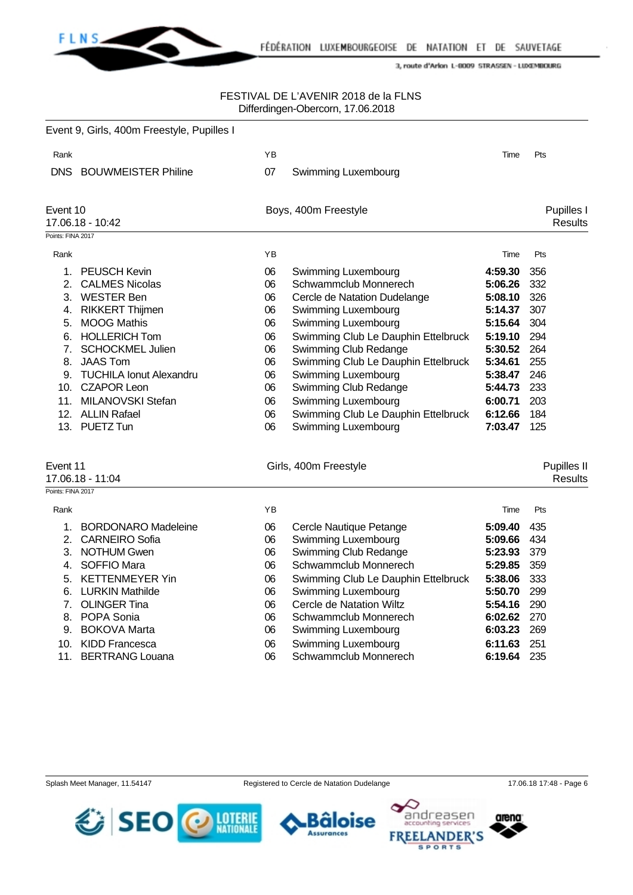FESTIVAL DE L'AVENIR 2018 de la FLNS
Differdingen-Obercorn, 17.06.2018

Event 9, Girls, 400m Freestyle, Pupilles I

| Rank | | YB | | Time | Pts |
|---|---|---|---|---|---|
| DNS | BOUWMEISTER Philine | 07 | Swimming Luxembourg | | |

## Event 10 — Boys, 400m Freestyle — Pupilles I

17.06.18 - 10:42 — Results

Points: FINA 2017

| Rank | | YB | | Time | Pts |
|---|---|---|---|---|---|
| 1. | PEUSCH Kevin | 06 | Swimming Luxembourg | **4:59.30** | 356 |
| 2. | CALMES Nicolas | 06 | Schwammclub Monnerech | **5:06.26** | 332 |
| 3. | WESTER Ben | 06 | Cercle de Natation Dudelange | **5:08.10** | 326 |
| 4. | RIKKERT Thijmen | 06 | Swimming Luxembourg | **5:14.37** | 307 |
| 5. | MOOG Mathis | 06 | Swimming Luxembourg | **5:15.64** | 304 |
| 6. | HOLLERICH Tom | 06 | Swimming Club Le Dauphin Ettelbruck | **5:19.10** | 294 |
| 7. | SCHOCKMEL Julien | 06 | Swimming Club Redange | **5:30.52** | 264 |
| 8. | JAAS Tom | 06 | Swimming Club Le Dauphin Ettelbruck | **5:34.61** | 255 |
| 9. | TUCHILA Ionut Alexandru | 06 | Swimming Luxembourg | **5:38.47** | 246 |
| 10. | CZAPOR Leon | 06 | Swimming Club Redange | **5:44.73** | 233 |
| 11. | MILANOVSKI Stefan | 06 | Swimming Luxembourg | **6:00.71** | 203 |
| 12. | ALLIN Rafael | 06 | Swimming Club Le Dauphin Ettelbruck | **6:12.66** | 184 |
| 13. | PUETZ Tun | 06 | Swimming Luxembourg | **7:03.47** | 125 |

## Event 11 — Girls, 400m Freestyle — Pupilles II

17.06.18 - 11:04 — Results

Points: FINA 2017

| Rank | | YB | | Time | Pts |
|---|---|---|---|---|---|
| 1. | BORDONARO Madeleine | 06 | Cercle Nautique Petange | **5:09.40** | 435 |
| 2. | CARNEIRO Sofia | 06 | Swimming Luxembourg | **5:09.66** | 434 |
| 3. | NOTHUM Gwen | 06 | Swimming Club Redange | **5:23.93** | 379 |
| 4. | SOFFIO Mara | 06 | Schwammclub Monnerech | **5:29.85** | 359 |
| 5. | KETTENMEYER Yin | 06 | Swimming Club Le Dauphin Ettelbruck | **5:38.06** | 333 |
| 6. | LURKIN Mathilde | 06 | Swimming Luxembourg | **5:50.70** | 299 |
| 7. | OLINGER Tina | 06 | Cercle de Natation Wiltz | **5:54.16** | 290 |
| 8. | POPA Sonia | 06 | Schwammclub Monnerech | **6:02.62** | 270 |
| 9. | BOKOVA Marta | 06 | Swimming Luxembourg | **6:03.23** | 269 |
| 10. | KIDD Francesca | 06 | Swimming Luxembourg | **6:11.63** | 251 |
| 11. | BERTRANG Louana | 06 | Schwammclub Monnerech | **6:19.64** | 235 |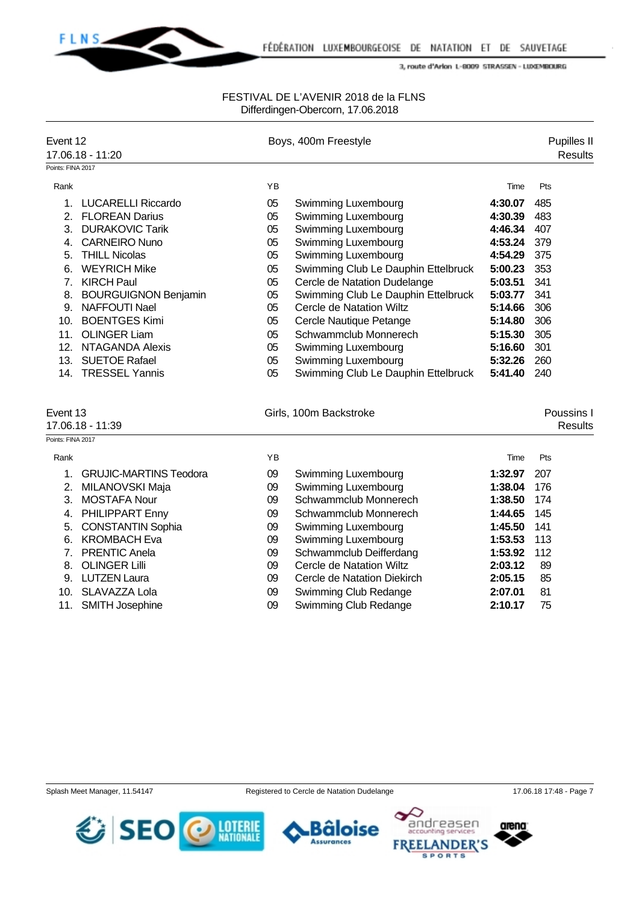FESTIVAL DE L'AVENIR 2018 de la FLNS
Differdingen-Obercorn, 17.06.2018

## Event 12 — Boys, 400m Freestyle — Pupilles II

17.06.18 - 11:20 — Results

Points: FINA 2017

| Rank | | YB | | Time | Pts |
|---|---|---|---|---|---|
| 1. | LUCARELLI Riccardo | 05 | Swimming Luxembourg | **4:30.07** | 485 |
| 2. | FLOREAN Darius | 05 | Swimming Luxembourg | **4:30.39** | 483 |
| 3. | DURAKOVIC Tarik | 05 | Swimming Luxembourg | **4:46.34** | 407 |
| 4. | CARNEIRO Nuno | 05 | Swimming Luxembourg | **4:53.24** | 379 |
| 5. | THILL Nicolas | 05 | Swimming Luxembourg | **4:54.29** | 375 |
| 6. | WEYRICH Mike | 05 | Swimming Club Le Dauphin Ettelbruck | **5:00.23** | 353 |
| 7. | KIRCH Paul | 05 | Cercle de Natation Dudelange | **5:03.51** | 341 |
| 8. | BOURGUIGNON Benjamin | 05 | Swimming Club Le Dauphin Ettelbruck | **5:03.77** | 341 |
| 9. | NAFFOUTI Nael | 05 | Cercle de Natation Wiltz | **5:14.66** | 306 |
| 10. | BOENTGES Kimi | 05 | Cercle Nautique Petange | **5:14.80** | 306 |
| 11. | OLINGER Liam | 05 | Schwammclub Monnerech | **5:15.30** | 305 |
| 12. | NTAGANDA Alexis | 05 | Swimming Luxembourg | **5:16.60** | 301 |
| 13. | SUETOE Rafael | 05 | Swimming Luxembourg | **5:32.26** | 260 |
| 14. | TRESSEL Yannis | 05 | Swimming Club Le Dauphin Ettelbruck | **5:41.40** | 240 |

## Event 13 — Girls, 100m Backstroke — Poussins I

17.06.18 - 11:39 — Results

Points: FINA 2017

| Rank | | YB | | Time | Pts |
|---|---|---|---|---|---|
| 1. | GRUJIC-MARTINS Teodora | 09 | Swimming Luxembourg | **1:32.97** | 207 |
| 2. | MILANOVSKI Maja | 09 | Swimming Luxembourg | **1:38.04** | 176 |
| 3. | MOSTAFA Nour | 09 | Schwammclub Monnerech | **1:38.50** | 174 |
| 4. | PHILIPPART Enny | 09 | Schwammclub Monnerech | **1:44.65** | 145 |
| 5. | CONSTANTIN Sophia | 09 | Swimming Luxembourg | **1:45.50** | 141 |
| 6. | KROMBACH Eva | 09 | Swimming Luxembourg | **1:53.53** | 113 |
| 7. | PRENTIC Anela | 09 | Schwammclub Deifferdang | **1:53.92** | 112 |
| 8. | OLINGER Lilli | 09 | Cercle de Natation Wiltz | **2:03.12** | 89 |
| 9. | LUTZEN Laura | 09 | Cercle de Natation Diekirch | **2:05.15** | 85 |
| 10. | SLAVAZZA Lola | 09 | Swimming Club Redange | **2:07.01** | 81 |
| 11. | SMITH Josephine | 09 | Swimming Club Redange | **2:10.17** | 75 |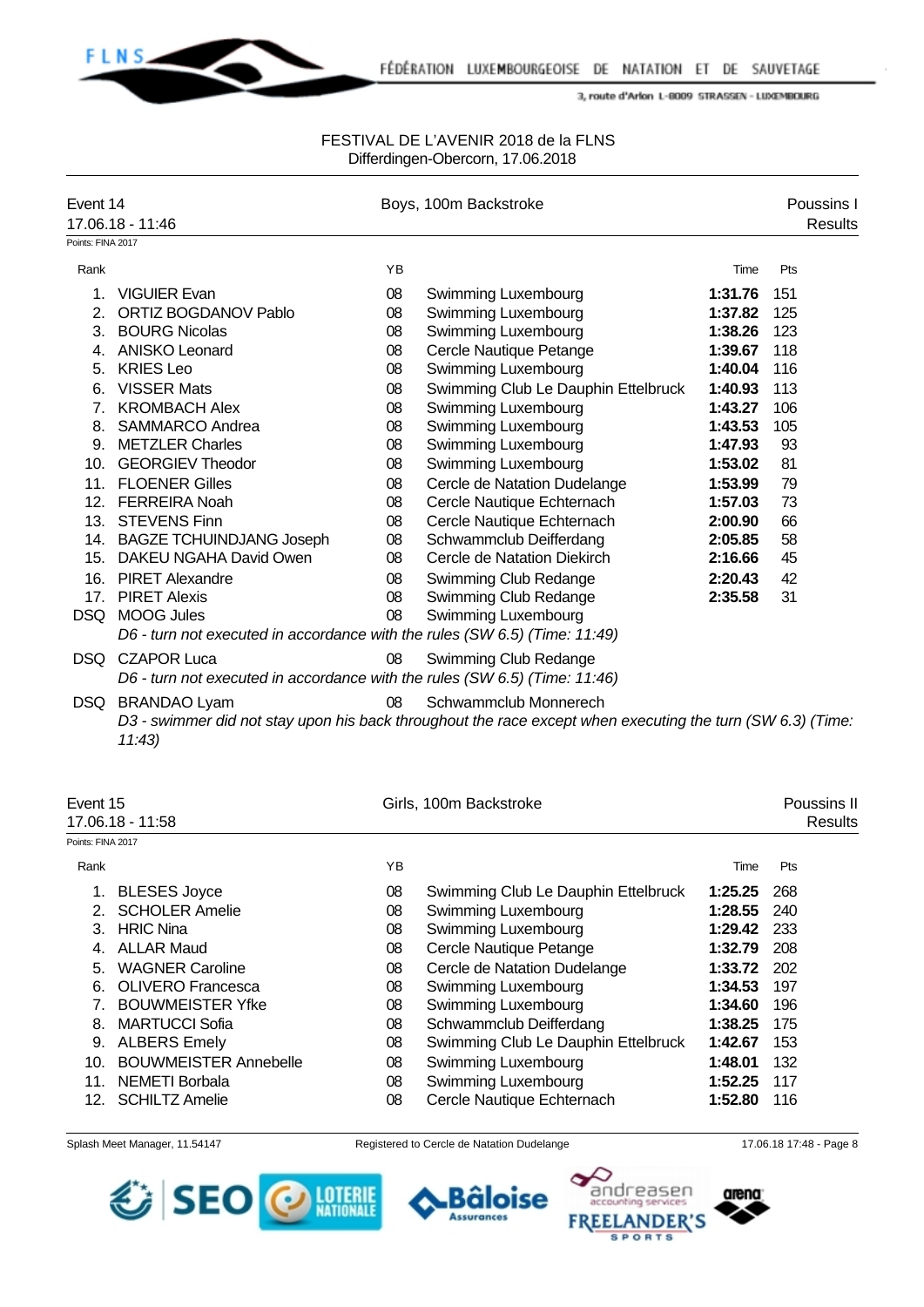FESTIVAL DE L'AVENIR 2018 de la FLNS
Differdingen-Obercorn, 17.06.2018

## Event 14 — Boys, 100m Backstroke — Poussins I

17.06.18 - 11:46 — Results

Points: FINA 2017

| Rank | | YB | | Time | Pts |
|---|---|---|---|---|---|
| 1. | VIGUIER Evan | 08 | Swimming Luxembourg | **1:31.76** | 151 |
| 2. | ORTIZ BOGDANOV Pablo | 08 | Swimming Luxembourg | **1:37.82** | 125 |
| 3. | BOURG Nicolas | 08 | Swimming Luxembourg | **1:38.26** | 123 |
| 4. | ANISKO Leonard | 08 | Cercle Nautique Petange | **1:39.67** | 118 |
| 5. | KRIES Leo | 08 | Swimming Luxembourg | **1:40.04** | 116 |
| 6. | VISSER Mats | 08 | Swimming Club Le Dauphin Ettelbruck | **1:40.93** | 113 |
| 7. | KROMBACH Alex | 08 | Swimming Luxembourg | **1:43.27** | 106 |
| 8. | SAMMARCO Andrea | 08 | Swimming Luxembourg | **1:43.53** | 105 |
| 9. | METZLER Charles | 08 | Swimming Luxembourg | **1:47.93** | 93 |
| 10. | GEORGIEV Theodor | 08 | Swimming Luxembourg | **1:53.02** | 81 |
| 11. | FLOENER Gilles | 08 | Cercle de Natation Dudelange | **1:53.99** | 79 |
| 12. | FERREIRA Noah | 08 | Cercle Nautique Echternach | **1:57.03** | 73 |
| 13. | STEVENS Finn | 08 | Cercle Nautique Echternach | **2:00.90** | 66 |
| 14. | BAGZE TCHUINDJANG Joseph | 08 | Schwammclub Deifferdang | **2:05.85** | 58 |
| 15. | DAKEU NGAHA David Owen | 08 | Cercle de Natation Diekirch | **2:16.66** | 45 |
| 16. | PIRET Alexandre | 08 | Swimming Club Redange | **2:20.43** | 42 |
| 17. | PIRET Alexis | 08 | Swimming Club Redange | **2:35.58** | 31 |
| DSQ | MOOG Jules | 08 | Swimming Luxembourg | | |
| | *D6 - turn not executed in accordance with the rules (SW 6.5) (Time: 11:49)* | | | | |
| DSQ | CZAPOR Luca | 08 | Swimming Club Redange | | |
| | *D6 - turn not executed in accordance with the rules (SW 6.5) (Time: 11:46)* | | | | |
| DSQ | BRANDAO Lyam | 08 | Schwammclub Monnerech | | |
| | *D3 - swimmer did not stay upon his back throughout the race except when executing the turn (SW 6.3) (Time: 11:43)* | | | | |

## Event 15 — Girls, 100m Backstroke — Poussins II

17.06.18 - 11:58 — Results

Points: FINA 2017

| Rank | | YB | | Time | Pts |
|---|---|---|---|---|---|
| 1. | BLESES Joyce | 08 | Swimming Club Le Dauphin Ettelbruck | **1:25.25** | 268 |
| 2. | SCHOLER Amelie | 08 | Swimming Luxembourg | **1:28.55** | 240 |
| 3. | HRIC Nina | 08 | Swimming Luxembourg | **1:29.42** | 233 |
| 4. | ALLAR Maud | 08 | Cercle Nautique Petange | **1:32.79** | 208 |
| 5. | WAGNER Caroline | 08 | Cercle de Natation Dudelange | **1:33.72** | 202 |
| 6. | OLIVERO Francesca | 08 | Swimming Luxembourg | **1:34.53** | 197 |
| 7. | BOUWMEISTER Yfke | 08 | Swimming Luxembourg | **1:34.60** | 196 |
| 8. | MARTUCCI Sofia | 08 | Schwammclub Deifferdang | **1:38.25** | 175 |
| 9. | ALBERS Emely | 08 | Swimming Club Le Dauphin Ettelbruck | **1:42.67** | 153 |
| 10. | BOUWMEISTER Annebelle | 08 | Swimming Luxembourg | **1:48.01** | 132 |
| 11. | NEMETI Borbala | 08 | Swimming Luxembourg | **1:52.25** | 117 |
| 12. | SCHILTZ Amelie | 08 | Cercle Nautique Echternach | **1:52.80** | 116 |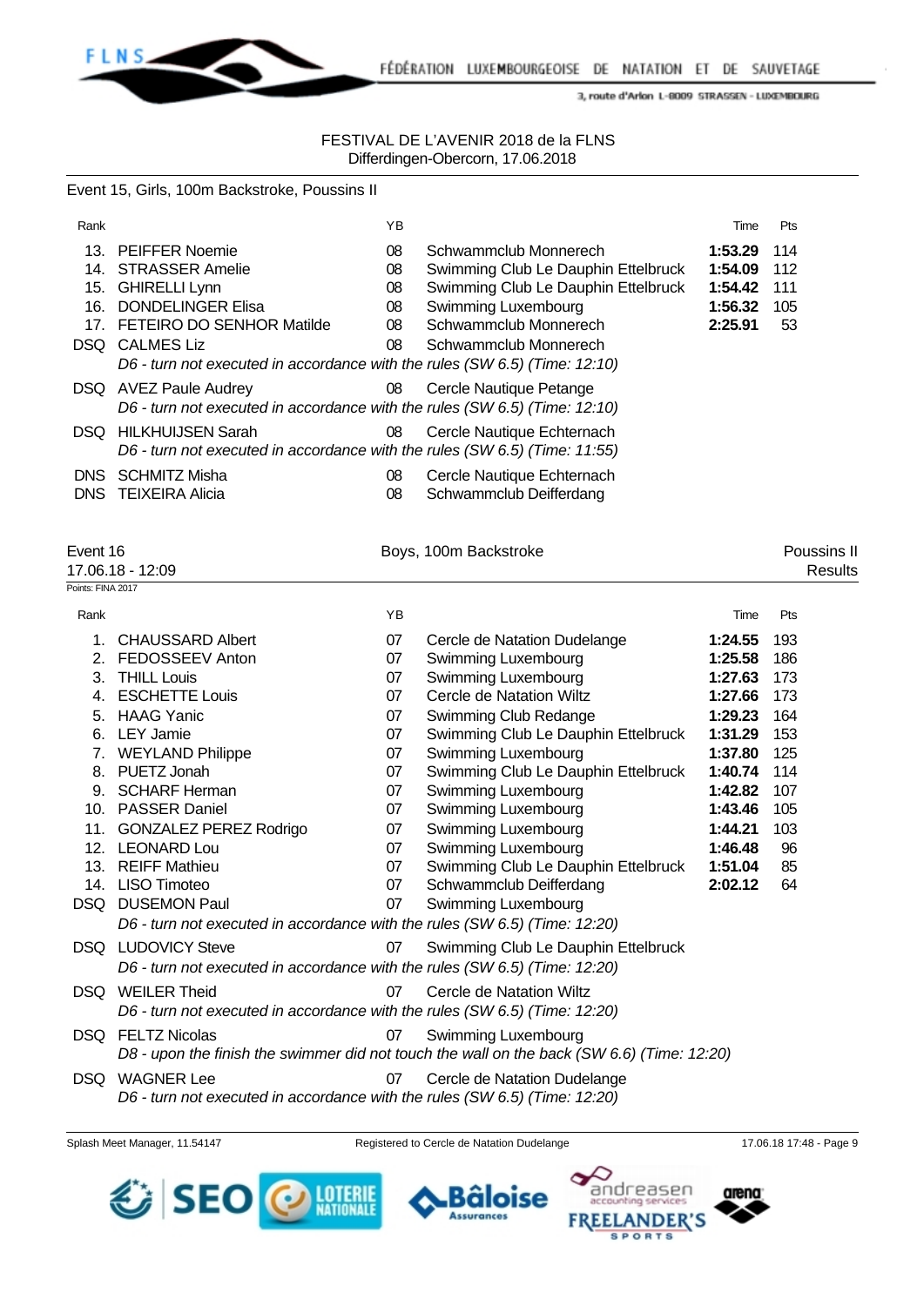FESTIVAL DE L'AVENIR 2018 de la FLNS
Differdingen-Obercorn, 17.06.2018

Event 15, Girls, 100m Backstroke, Poussins II

| Rank | | YB | | Time | Pts |
|---|---|---|---|---|---|
| 13. | PEIFFER Noemie | 08 | Schwammclub Monnerech | **1:53.29** | 114 |
| 14. | STRASSER Amelie | 08 | Swimming Club Le Dauphin Ettelbruck | **1:54.09** | 112 |
| 15. | GHIRELLI Lynn | 08 | Swimming Club Le Dauphin Ettelbruck | **1:54.42** | 111 |
| 16. | DONDELINGER Elisa | 08 | Swimming Luxembourg | **1:56.32** | 105 |
| 17. | FETEIRO DO SENHOR Matilde | 08 | Schwammclub Monnerech | **2:25.91** | 53 |
| DSQ | CALMES Liz | 08 | Schwammclub Monnerech | | |
| | *D6 - turn not executed in accordance with the rules (SW 6.5) (Time: 12:10)* | | | | |
| DSQ | AVEZ Paule Audrey | 08 | Cercle Nautique Petange | | |
| | *D6 - turn not executed in accordance with the rules (SW 6.5) (Time: 12:10)* | | | | |
| DSQ | HILKHUIJSEN Sarah | 08 | Cercle Nautique Echternach | | |
| | *D6 - turn not executed in accordance with the rules (SW 6.5) (Time: 11:55)* | | | | |
| DNS | SCHMITZ Misha | 08 | Cercle Nautique Echternach | | |
| DNS | TEIXEIRA Alicia | 08 | Schwammclub Deifferdang | | |

Event 16 — Boys, 100m Backstroke — Poussins II
17.06.18 - 12:09 — Results
Points: FINA 2017

| Rank | | YB | | Time | Pts |
|---|---|---|---|---|---|
| 1. | CHAUSSARD Albert | 07 | Cercle de Natation Dudelange | **1:24.55** | 193 |
| 2. | FEDOSSEEV Anton | 07 | Swimming Luxembourg | **1:25.58** | 186 |
| 3. | THILL Louis | 07 | Swimming Luxembourg | **1:27.63** | 173 |
| 4. | ESCHETTE Louis | 07 | Cercle de Natation Wiltz | **1:27.66** | 173 |
| 5. | HAAG Yanic | 07 | Swimming Club Redange | **1:29.23** | 164 |
| 6. | LEY Jamie | 07 | Swimming Club Le Dauphin Ettelbruck | **1:31.29** | 153 |
| 7. | WEYLAND Philippe | 07 | Swimming Luxembourg | **1:37.80** | 125 |
| 8. | PUETZ Jonah | 07 | Swimming Club Le Dauphin Ettelbruck | **1:40.74** | 114 |
| 9. | SCHARF Herman | 07 | Swimming Luxembourg | **1:42.82** | 107 |
| 10. | PASSER Daniel | 07 | Swimming Luxembourg | **1:43.46** | 105 |
| 11. | GONZALEZ PEREZ Rodrigo | 07 | Swimming Luxembourg | **1:44.21** | 103 |
| 12. | LEONARD Lou | 07 | Swimming Luxembourg | **1:46.48** | 96 |
| 13. | REIFF Mathieu | 07 | Swimming Club Le Dauphin Ettelbruck | **1:51.04** | 85 |
| 14. | LISO Timoteo | 07 | Schwammclub Deifferdang | **2:02.12** | 64 |
| DSQ | DUSEMON Paul | 07 | Swimming Luxembourg | | |
| | *D6 - turn not executed in accordance with the rules (SW 6.5) (Time: 12:20)* | | | | |
| DSQ | LUDOVICY Steve | 07 | Swimming Club Le Dauphin Ettelbruck | | |
| | *D6 - turn not executed in accordance with the rules (SW 6.5) (Time: 12:20)* | | | | |
| DSQ | WEILER Theid | 07 | Cercle de Natation Wiltz | | |
| | *D6 - turn not executed in accordance with the rules (SW 6.5) (Time: 12:20)* | | | | |
| DSQ | FELTZ Nicolas | 07 | Swimming Luxembourg | | |
| | *D8 - upon the finish the swimmer did not touch the wall on the back (SW 6.6) (Time: 12:20)* | | | | |
| DSQ | WAGNER Lee | 07 | Cercle de Natation Dudelange | | |
| | *D6 - turn not executed in accordance with the rules (SW 6.5) (Time: 12:20)* | | | | |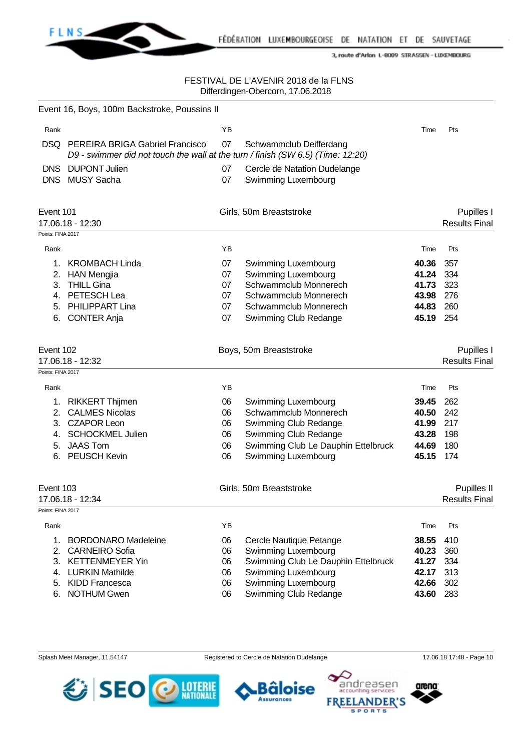FESTIVAL DE L'AVENIR 2018 de la FLNS
Differdingen-Obercorn, 17.06.2018

## Event 16, Boys, 100m Backstroke, Poussins II

| Rank | | YB | | Time | Pts |
|---|---|---|---|---|---|
| DSQ | PEREIRA BRIGA Gabriel Francisco | 07 | Schwammclub Deifferdang | | |
| | *D9 - swimmer did not touch the wall at the turn / finish (SW 6.5) (Time: 12:20)* | | | | |
| DNS | DUPONT Julien | 07 | Cercle de Natation Dudelange | | |
| DNS | MUSY Sacha | 07 | Swimming Luxembourg | | |

## Event 101 — Girls, 50m Breaststroke — Pupilles I

17.06.18 - 12:30 — Results Final

Points: FINA 2017

| Rank | | YB | | Time | Pts |
|---|---|---|---|---|---|
| 1. | KROMBACH Linda | 07 | Swimming Luxembourg | **40.36** | 357 |
| 2. | HAN Mengjia | 07 | Swimming Luxembourg | **41.24** | 334 |
| 3. | THILL Gina | 07 | Schwammclub Monnerech | **41.73** | 323 |
| 4. | PETESCH Lea | 07 | Schwammclub Monnerech | **43.98** | 276 |
| 5. | PHILIPPART Lina | 07 | Schwammclub Monnerech | **44.83** | 260 |
| 6. | CONTER Anja | 07 | Swimming Club Redange | **45.19** | 254 |

## Event 102 — Boys, 50m Breaststroke — Pupilles I

17.06.18 - 12:32 — Results Final

Points: FINA 2017

| Rank | | YB | | Time | Pts |
|---|---|---|---|---|---|
| 1. | RIKKERT Thijmen | 06 | Swimming Luxembourg | **39.45** | 262 |
| 2. | CALMES Nicolas | 06 | Schwammclub Monnerech | **40.50** | 242 |
| 3. | CZAPOR Leon | 06 | Swimming Club Redange | **41.99** | 217 |
| 4. | SCHOCKMEL Julien | 06 | Swimming Club Redange | **43.28** | 198 |
| 5. | JAAS Tom | 06 | Swimming Club Le Dauphin Ettelbruck | **44.69** | 180 |
| 6. | PEUSCH Kevin | 06 | Swimming Luxembourg | **45.15** | 174 |

## Event 103 — Girls, 50m Breaststroke — Pupilles II

17.06.18 - 12:34 — Results Final

Points: FINA 2017

| Rank | | YB | | Time | Pts |
|---|---|---|---|---|---|
| 1. | BORDONARO Madeleine | 06 | Cercle Nautique Petange | **38.55** | 410 |
| 2. | CARNEIRO Sofia | 06 | Swimming Luxembourg | **40.23** | 360 |
| 3. | KETTENMEYER Yin | 06 | Swimming Club Le Dauphin Ettelbruck | **41.27** | 334 |
| 4. | LURKIN Mathilde | 06 | Swimming Luxembourg | **42.17** | 313 |
| 5. | KIDD Francesca | 06 | Swimming Luxembourg | **42.66** | 302 |
| 6. | NOTHUM Gwen | 06 | Swimming Club Redange | **43.60** | 283 |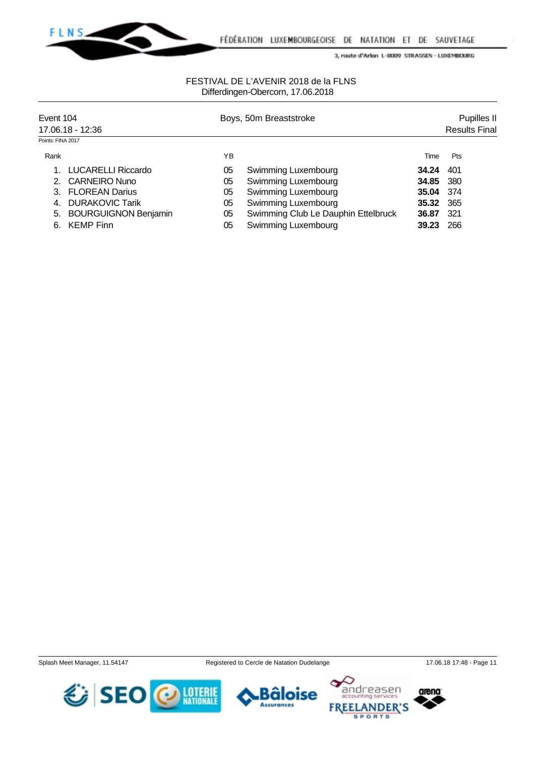FÉDÉRATION LUXEMBOURGEOISE DE NATATION ET DE SAUVETAGE

3, route d'Arlon L-8009 STRASSEN - LUXEMBOURG

FESTIVAL DE L'AVENIR 2018 de la FLNS
Differdingen-Obercorn, 17.06.2018

Event 104 — Boys, 50m Breaststroke — Pupilles II

17.06.18 - 12:36 — Results Final

Points: FINA 2017

| Rank | | YB | | Time | Pts |
|---|---|---|---|---|---|
| 1. | LUCARELLI Riccardo | 05 | Swimming Luxembourg | **34.24** | 401 |
| 2. | CARNEIRO Nuno | 05 | Swimming Luxembourg | **34.85** | 380 |
| 3. | FLOREAN Darius | 05 | Swimming Luxembourg | **35.04** | 374 |
| 4. | DURAKOVIC Tarik | 05 | Swimming Luxembourg | **35.32** | 365 |
| 5. | BOURGUIGNON Benjamin | 05 | Swimming Club Le Dauphin Ettelbruck | **36.87** | 321 |
| 6. | KEMP Finn | 05 | Swimming Luxembourg | **39.23** | 266 |

Splash Meet Manager, 11.54147 — Registered to Cercle de Natation Dudelange — 17.06.18 17:48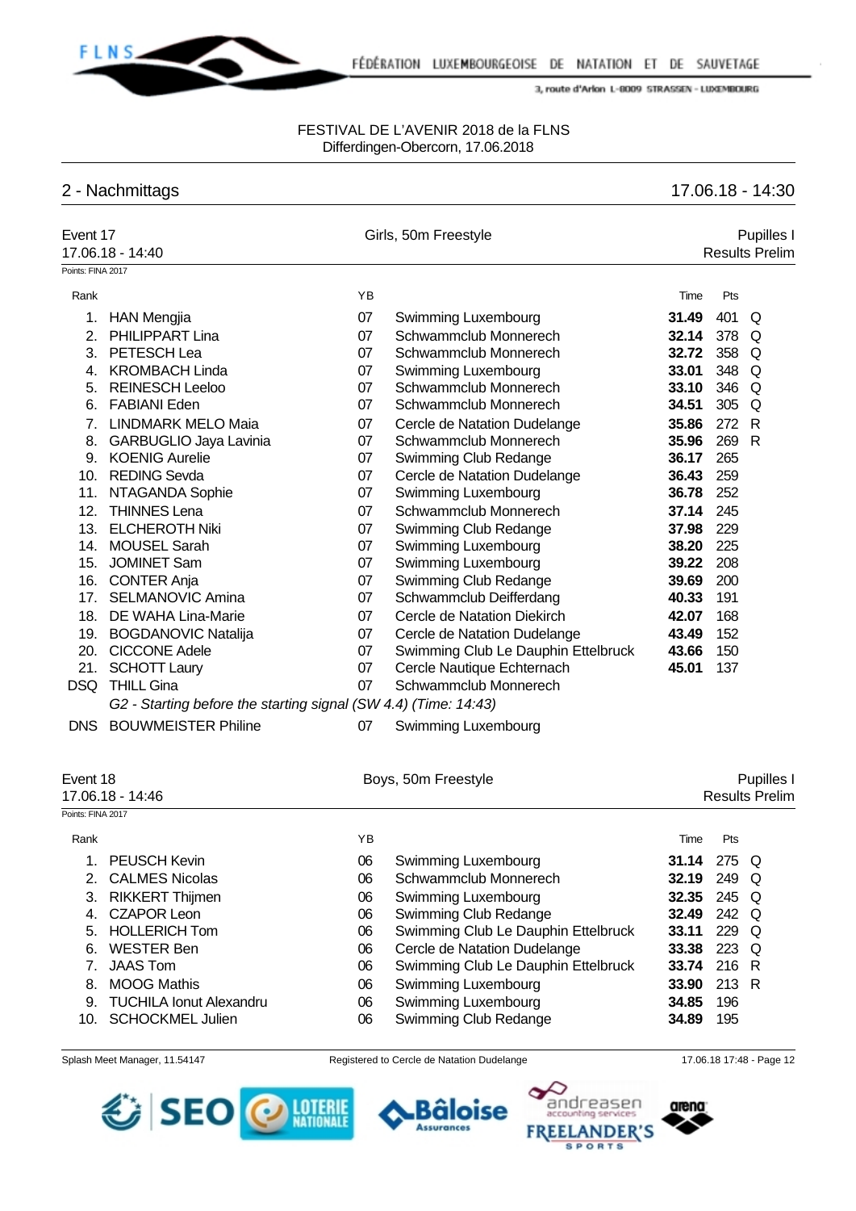FESTIVAL DE L'AVENIR 2018 de la FLNS
Differdingen-Obercorn, 17.06.2018

## 2 - Nachmittags

17.06.18 - 14:30

### Event 17 — Girls, 50m Freestyle — Pupilles I

17.06.18 - 14:40 — Results Prelim

Points: FINA 2017

| Rank | | YB | | Time | Pts | |
|---|---|---|---|---|---|---|
| 1. | HAN Mengjia | 07 | Swimming Luxembourg | **31.49** | 401 | Q |
| 2. | PHILIPPART Lina | 07 | Schwammclub Monnerech | **32.14** | 378 | Q |
| 3. | PETESCH Lea | 07 | Schwammclub Monnerech | **32.72** | 358 | Q |
| 4. | KROMBACH Linda | 07 | Swimming Luxembourg | **33.01** | 348 | Q |
| 5. | REINESCH Leeloo | 07 | Schwammclub Monnerech | **33.10** | 346 | Q |
| 6. | FABIANI Eden | 07 | Schwammclub Monnerech | **34.51** | 305 | Q |
| 7. | LINDMARK MELO Maia | 07 | Cercle de Natation Dudelange | **35.86** | 272 | R |
| 8. | GARBUGLIO Jaya Lavinia | 07 | Schwammclub Monnerech | **35.96** | 269 | R |
| 9. | KOENIG Aurelie | 07 | Swimming Club Redange | **36.17** | 265 | |
| 10. | REDING Sevda | 07 | Cercle de Natation Dudelange | **36.43** | 259 | |
| 11. | NTAGANDA Sophie | 07 | Swimming Luxembourg | **36.78** | 252 | |
| 12. | THINNES Lena | 07 | Schwammclub Monnerech | **37.14** | 245 | |
| 13. | ELCHEROTH Niki | 07 | Swimming Club Redange | **37.98** | 229 | |
| 14. | MOUSEL Sarah | 07 | Swimming Luxembourg | **38.20** | 225 | |
| 15. | JOMINET Sam | 07 | Swimming Luxembourg | **39.22** | 208 | |
| 16. | CONTER Anja | 07 | Swimming Club Redange | **39.69** | 200 | |
| 17. | SELMANOVIC Amina | 07 | Schwammclub Deifferdang | **40.33** | 191 | |
| 18. | DE WAHA Lina-Marie | 07 | Cercle de Natation Diekirch | **42.07** | 168 | |
| 19. | BOGDANOVIC Natalija | 07 | Cercle de Natation Dudelange | **43.49** | 152 | |
| 20. | CICCONE Adele | 07 | Swimming Club Le Dauphin Ettelbruck | **43.66** | 150 | |
| 21. | SCHOTT Laury | 07 | Cercle Nautique Echternach | **45.01** | 137 | |
| DSQ | THILL Gina | 07 | Schwammclub Monnerech | | | |
| | *G2 - Starting before the starting signal (SW 4.4) (Time: 14:43)* | | | | | |
| DNS | BOUWMEISTER Philine | 07 | Swimming Luxembourg | | | |

### Event 18 — Boys, 50m Freestyle — Pupilles I

17.06.18 - 14:46 — Results Prelim

Points: FINA 2017

| Rank | | YB | | Time | Pts | |
|---|---|---|---|---|---|---|
| 1. | PEUSCH Kevin | 06 | Swimming Luxembourg | **31.14** | 275 | Q |
| 2. | CALMES Nicolas | 06 | Schwammclub Monnerech | **32.19** | 249 | Q |
| 3. | RIKKERT Thijmen | 06 | Swimming Luxembourg | **32.35** | 245 | Q |
| 4. | CZAPOR Leon | 06 | Swimming Club Redange | **32.49** | 242 | Q |
| 5. | HOLLERICH Tom | 06 | Swimming Club Le Dauphin Ettelbruck | **33.11** | 229 | Q |
| 6. | WESTER Ben | 06 | Cercle de Natation Dudelange | **33.38** | 223 | Q |
| 7. | JAAS Tom | 06 | Swimming Club Le Dauphin Ettelbruck | **33.74** | 216 | R |
| 8. | MOOG Mathis | 06 | Swimming Luxembourg | **33.90** | 213 | R |
| 9. | TUCHILA Ionut Alexandru | 06 | Swimming Luxembourg | **34.85** | 196 | |
| 10. | SCHOCKMEL Julien | 06 | Swimming Club Redange | **34.89** | 195 | |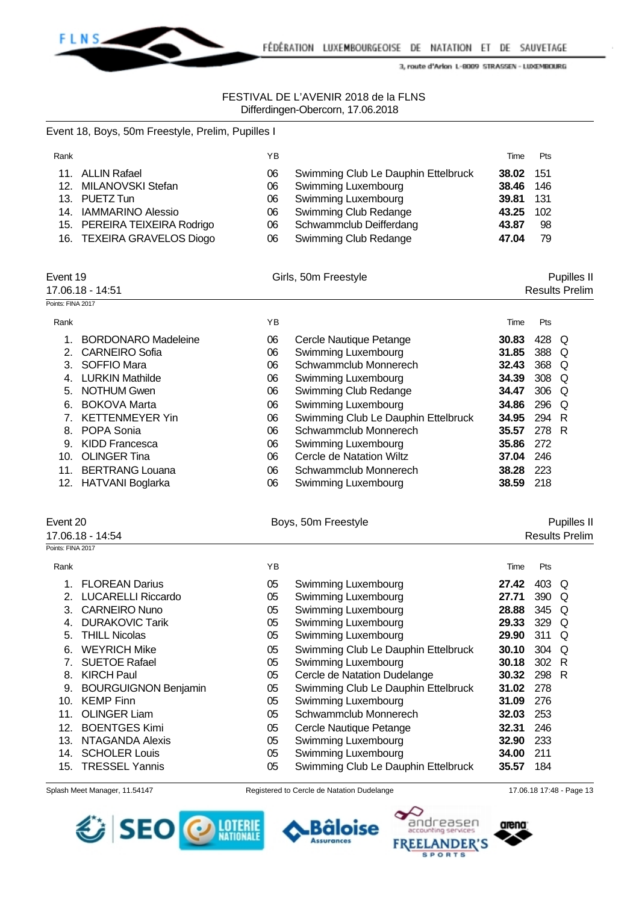FESTIVAL DE L'AVENIR 2018 de la FLNS
Differdingen-Obercorn, 17.06.2018

Event 18, Boys, 50m Freestyle, Prelim, Pupilles I

| Rank | | YB | | Time | Pts | |
|---|---|---|---|---|---|---|
| 11. | ALLIN Rafael | 06 | Swimming Club Le Dauphin Ettelbruck | **38.02** | 151 | |
| 12. | MILANOVSKI Stefan | 06 | Swimming Luxembourg | **38.46** | 146 | |
| 13. | PUETZ Tun | 06 | Swimming Luxembourg | **39.81** | 131 | |
| 14. | IAMMARINO Alessio | 06 | Swimming Club Redange | **43.25** | 102 | |
| 15. | PEREIRA TEIXEIRA Rodrigo | 06 | Schwammclub Deifferdang | **43.87** | 98 | |
| 16. | TEXEIRA GRAVELOS Diogo | 06 | Swimming Club Redange | **47.04** | 79 | |

## Event 19 — Girls, 50m Freestyle — Pupilles II

17.06.18 - 14:51 — Results Prelim

Points: FINA 2017

| Rank | | YB | | Time | Pts | |
|---|---|---|---|---|---|---|
| 1. | BORDONARO Madeleine | 06 | Cercle Nautique Petange | **30.83** | 428 | Q |
| 2. | CARNEIRO Sofia | 06 | Swimming Luxembourg | **31.85** | 388 | Q |
| 3. | SOFFIO Mara | 06 | Schwammclub Monnerech | **32.43** | 368 | Q |
| 4. | LURKIN Mathilde | 06 | Swimming Luxembourg | **34.39** | 308 | Q |
| 5. | NOTHUM Gwen | 06 | Swimming Club Redange | **34.47** | 306 | Q |
| 6. | BOKOVA Marta | 06 | Swimming Luxembourg | **34.86** | 296 | Q |
| 7. | KETTENMEYER Yin | 06 | Swimming Club Le Dauphin Ettelbruck | **34.95** | 294 | R |
| 8. | POPA Sonia | 06 | Schwammclub Monnerech | **35.57** | 278 | R |
| 9. | KIDD Francesca | 06 | Swimming Luxembourg | **35.86** | 272 | |
| 10. | OLINGER Tina | 06 | Cercle de Natation Wiltz | **37.04** | 246 | |
| 11. | BERTRANG Louana | 06 | Schwammclub Monnerech | **38.28** | 223 | |
| 12. | HATVANI Boglarka | 06 | Swimming Luxembourg | **38.59** | 218 | |

## Event 20 — Boys, 50m Freestyle — Pupilles II

17.06.18 - 14:54 — Results Prelim

Points: FINA 2017

| Rank | | YB | | Time | Pts | |
|---|---|---|---|---|---|---|
| 1. | FLOREAN Darius | 05 | Swimming Luxembourg | **27.42** | 403 | Q |
| 2. | LUCARELLI Riccardo | 05 | Swimming Luxembourg | **27.71** | 390 | Q |
| 3. | CARNEIRO Nuno | 05 | Swimming Luxembourg | **28.88** | 345 | Q |
| 4. | DURAKOVIC Tarik | 05 | Swimming Luxembourg | **29.33** | 329 | Q |
| 5. | THILL Nicolas | 05 | Swimming Luxembourg | **29.90** | 311 | Q |
| 6. | WEYRICH Mike | 05 | Swimming Club Le Dauphin Ettelbruck | **30.10** | 304 | Q |
| 7. | SUETOE Rafael | 05 | Swimming Luxembourg | **30.18** | 302 | R |
| 8. | KIRCH Paul | 05 | Cercle de Natation Dudelange | **30.32** | 298 | R |
| 9. | BOURGUIGNON Benjamin | 05 | Swimming Club Le Dauphin Ettelbruck | **31.02** | 278 | |
| 10. | KEMP Finn | 05 | Swimming Luxembourg | **31.09** | 276 | |
| 11. | OLINGER Liam | 05 | Schwammclub Monnerech | **32.03** | 253 | |
| 12. | BOENTGES Kimi | 05 | Cercle Nautique Petange | **32.31** | 246 | |
| 13. | NTAGANDA Alexis | 05 | Swimming Luxembourg | **32.90** | 233 | |
| 14. | SCHOLER Louis | 05 | Swimming Luxembourg | **34.00** | 211 | |
| 15. | TRESSEL Yannis | 05 | Swimming Club Le Dauphin Ettelbruck | **35.57** | 184 | |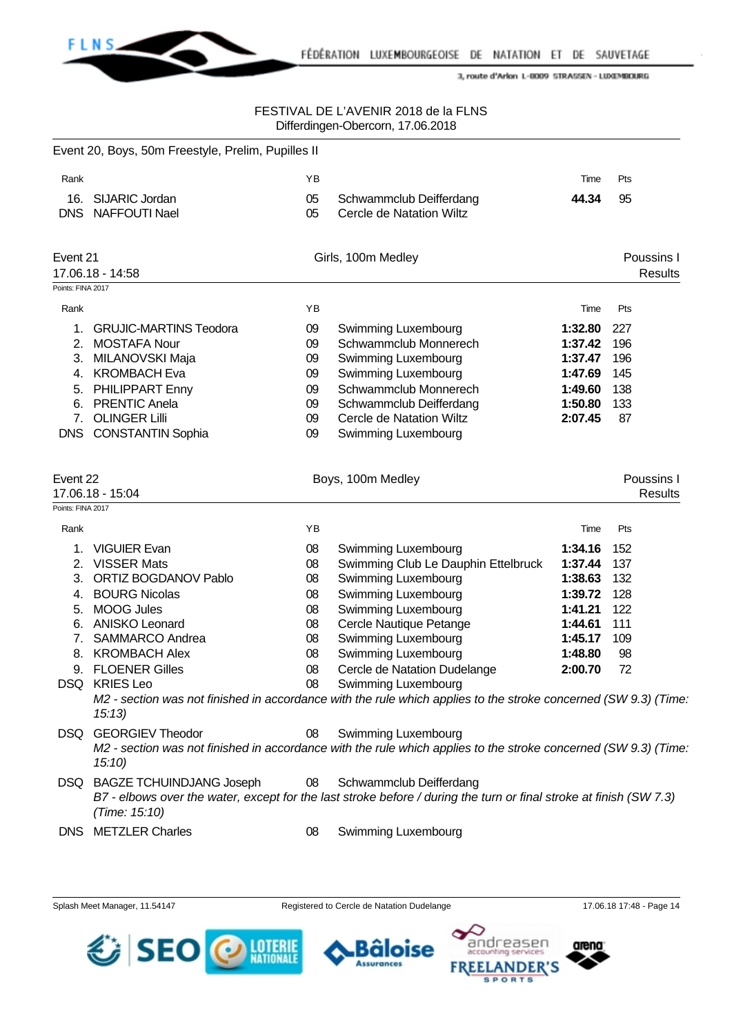FESTIVAL DE L'AVENIR 2018 de la FLNS
Differdingen-Obercorn, 17.06.2018

### Event 20, Boys, 50m Freestyle, Prelim, Pupilles II

| Rank | | YB | | Time | Pts |
|---|---|---|---|---|---|
| 16. | SIJARIC Jordan | 05 | Schwammclub Deifferdang | **44.34** | 95 |
| DNS | NAFFOUTI Nael | 05 | Cercle de Natation Wiltz | | |

### Event 21 — Girls, 100m Medley — Poussins I

17.06.18 - 14:58 — Results

Points: FINA 2017

| Rank | | YB | | Time | Pts |
|---|---|---|---|---|---|
| 1. | GRUJIC-MARTINS Teodora | 09 | Swimming Luxembourg | **1:32.80** | 227 |
| 2. | MOSTAFA Nour | 09 | Schwammclub Monnerech | **1:37.42** | 196 |
| 3. | MILANOVSKI Maja | 09 | Swimming Luxembourg | **1:37.47** | 196 |
| 4. | KROMBACH Eva | 09 | Swimming Luxembourg | **1:47.69** | 145 |
| 5. | PHILIPPART Enny | 09 | Schwammclub Monnerech | **1:49.60** | 138 |
| 6. | PRENTIC Anela | 09 | Schwammclub Deifferdang | **1:50.80** | 133 |
| 7. | OLINGER Lilli | 09 | Cercle de Natation Wiltz | **2:07.45** | 87 |
| DNS | CONSTANTIN Sophia | 09 | Swimming Luxembourg | | |

### Event 22 — Boys, 100m Medley — Poussins I

17.06.18 - 15:04 — Results

Points: FINA 2017

| Rank | | YB | | Time | Pts |
|---|---|---|---|---|---|
| 1. | VIGUIER Evan | 08 | Swimming Luxembourg | **1:34.16** | 152 |
| 2. | VISSER Mats | 08 | Swimming Club Le Dauphin Ettelbruck | **1:37.44** | 137 |
| 3. | ORTIZ BOGDANOV Pablo | 08 | Swimming Luxembourg | **1:38.63** | 132 |
| 4. | BOURG Nicolas | 08 | Swimming Luxembourg | **1:39.72** | 128 |
| 5. | MOOG Jules | 08 | Swimming Luxembourg | **1:41.21** | 122 |
| 6. | ANISKO Leonard | 08 | Cercle Nautique Petange | **1:44.61** | 111 |
| 7. | SAMMARCO Andrea | 08 | Swimming Luxembourg | **1:45.17** | 109 |
| 8. | KROMBACH Alex | 08 | Swimming Luxembourg | **1:48.80** | 98 |
| 9. | FLOENER Gilles | 08 | Cercle de Natation Dudelange | **2:00.70** | 72 |
| DSQ | KRIES Leo | 08 | Swimming Luxembourg | | |
| | *M2 - section was not finished in accordance with the rule which applies to the stroke concerned (SW 9.3) (Time: 15:13)* | | | | |
| DSQ | GEORGIEV Theodor | 08 | Swimming Luxembourg | | |
| | *M2 - section was not finished in accordance with the rule which applies to the stroke concerned (SW 9.3) (Time: 15:10)* | | | | |
| DSQ | BAGZE TCHUINDJANG Joseph | 08 | Schwammclub Deifferdang | | |
| | *B7 - elbows over the water, except for the last stroke before / during the turn or final stroke at finish (SW 7.3) (Time: 15:10)* | | | | |
| DNS | METZLER Charles | 08 | Swimming Luxembourg | | |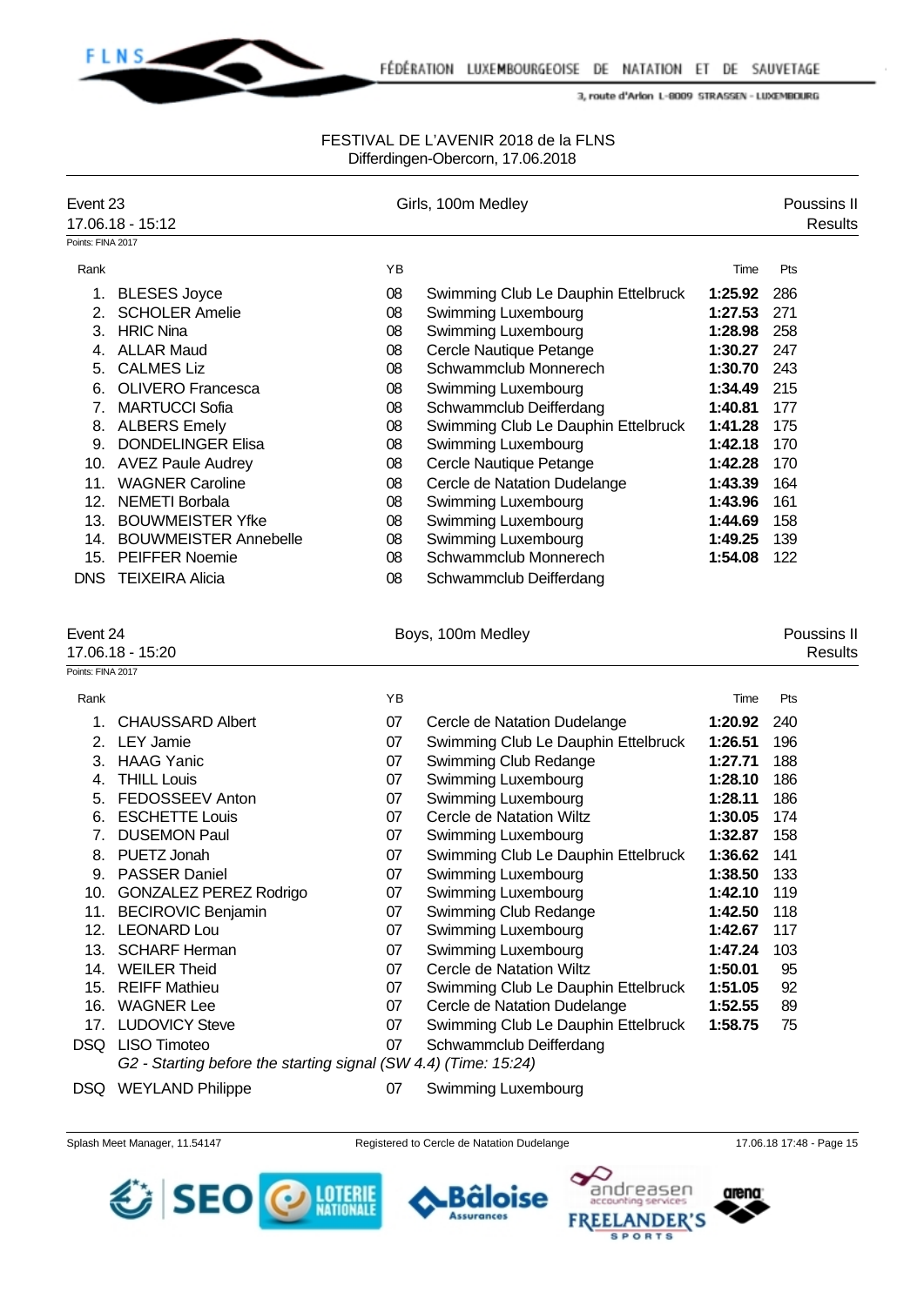FESTIVAL DE L'AVENIR 2018 de la FLNS
Differdingen-Obercorn, 17.06.2018

## Event 23 — Girls, 100m Medley — Poussins II

17.06.18 - 15:12 — Results

Points: FINA 2017

| Rank | Name | YB | Club | Time | Pts |
|---|---|---|---|---|---|
| 1. | BLESES Joyce | 08 | Swimming Club Le Dauphin Ettelbruck | **1:25.92** | 286 |
| 2. | SCHOLER Amelie | 08 | Swimming Luxembourg | **1:27.53** | 271 |
| 3. | HRIC Nina | 08 | Swimming Luxembourg | **1:28.98** | 258 |
| 4. | ALLAR Maud | 08 | Cercle Nautique Petange | **1:30.27** | 247 |
| 5. | CALMES Liz | 08 | Schwammclub Monnerech | **1:30.70** | 243 |
| 6. | OLIVERO Francesca | 08 | Swimming Luxembourg | **1:34.49** | 215 |
| 7. | MARTUCCI Sofia | 08 | Schwammclub Deifferdang | **1:40.81** | 177 |
| 8. | ALBERS Emely | 08 | Swimming Club Le Dauphin Ettelbruck | **1:41.28** | 175 |
| 9. | DONDELINGER Elisa | 08 | Swimming Luxembourg | **1:42.18** | 170 |
| 10. | AVEZ Paule Audrey | 08 | Cercle Nautique Petange | **1:42.28** | 170 |
| 11. | WAGNER Caroline | 08 | Cercle de Natation Dudelange | **1:43.39** | 164 |
| 12. | NEMETI Borbala | 08 | Swimming Luxembourg | **1:43.96** | 161 |
| 13. | BOUWMEISTER Yfke | 08 | Swimming Luxembourg | **1:44.69** | 158 |
| 14. | BOUWMEISTER Annebelle | 08 | Swimming Luxembourg | **1:49.25** | 139 |
| 15. | PEIFFER Noemie | 08 | Schwammclub Monnerech | **1:54.08** | 122 |
| DNS | TEIXEIRA Alicia | 08 | Schwammclub Deifferdang | | |

## Event 24 — Boys, 100m Medley — Poussins II

17.06.18 - 15:20 — Results

Points: FINA 2017

| Rank | Name | YB | Club | Time | Pts |
|---|---|---|---|---|---|
| 1. | CHAUSSARD Albert | 07 | Cercle de Natation Dudelange | **1:20.92** | 240 |
| 2. | LEY Jamie | 07 | Swimming Club Le Dauphin Ettelbruck | **1:26.51** | 196 |
| 3. | HAAG Yanic | 07 | Swimming Club Redange | **1:27.71** | 188 |
| 4. | THILL Louis | 07 | Swimming Luxembourg | **1:28.10** | 186 |
| 5. | FEDOSSEEV Anton | 07 | Swimming Luxembourg | **1:28.11** | 186 |
| 6. | ESCHETTE Louis | 07 | Cercle de Natation Wiltz | **1:30.05** | 174 |
| 7. | DUSEMON Paul | 07 | Swimming Luxembourg | **1:32.87** | 158 |
| 8. | PUETZ Jonah | 07 | Swimming Club Le Dauphin Ettelbruck | **1:36.62** | 141 |
| 9. | PASSER Daniel | 07 | Swimming Luxembourg | **1:38.50** | 133 |
| 10. | GONZALEZ PEREZ Rodrigo | 07 | Swimming Luxembourg | **1:42.10** | 119 |
| 11. | BECIROVIC Benjamin | 07 | Swimming Club Redange | **1:42.50** | 118 |
| 12. | LEONARD Lou | 07 | Swimming Luxembourg | **1:42.67** | 117 |
| 13. | SCHARF Herman | 07 | Swimming Luxembourg | **1:47.24** | 103 |
| 14. | WEILER Theid | 07 | Cercle de Natation Wiltz | **1:50.01** | 95 |
| 15. | REIFF Mathieu | 07 | Swimming Club Le Dauphin Ettelbruck | **1:51.05** | 92 |
| 16. | WAGNER Lee | 07 | Cercle de Natation Dudelange | **1:52.55** | 89 |
| 17. | LUDOVICY Steve | 07 | Swimming Club Le Dauphin Ettelbruck | **1:58.75** | 75 |
| DSQ | LISO Timoteo *G2 - Starting before the starting signal (SW 4.4) (Time: 15:24)* | 07 | Schwammclub Deifferdang | | |
| DSQ | WEYLAND Philippe | 07 | Swimming Luxembourg | | |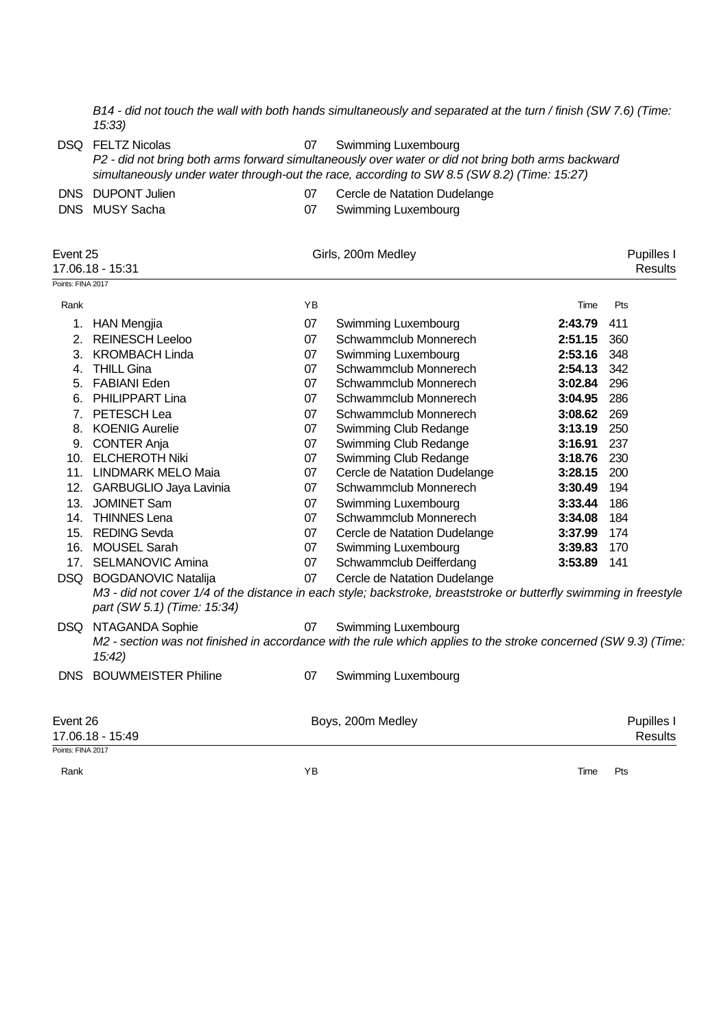*B14 - did not touch the wall with both hands simultaneously and separated at the turn / finish (SW 7.6) (Time: 15:33)*

| | | | | | |
|---|---|---|---|---|---|
| DSQ | FELTZ Nicolas | 07 | Swimming Luxembourg | | |

*P2 - did not bring both arms forward simultaneously over water or did not bring both arms backward simultaneously under water through-out the race, according to SW 8.5 (SW 8.2) (Time: 15:27)*

| | | | | | |
|---|---|---|---|---|---|
| DNS | DUPONT Julien | 07 | Cercle de Natation Dudelange | | |
| DNS | MUSY Sacha | 07 | Swimming Luxembourg | | |

## Event 25 — Girls, 200m Medley — Pupilles I

17.06.18 - 15:31 — Results

Points: FINA 2017

| Rank | | YB | | Time | Pts |
|---|---|---|---|---|---|
| 1. | HAN Mengjia | 07 | Swimming Luxembourg | **2:43.79** | 411 |
| 2. | REINESCH Leeloo | 07 | Schwammclub Monnerech | **2:51.15** | 360 |
| 3. | KROMBACH Linda | 07 | Swimming Luxembourg | **2:53.16** | 348 |
| 4. | THILL Gina | 07 | Schwammclub Monnerech | **2:54.13** | 342 |
| 5. | FABIANI Eden | 07 | Schwammclub Monnerech | **3:02.84** | 296 |
| 6. | PHILIPPART Lina | 07 | Schwammclub Monnerech | **3:04.95** | 286 |
| 7. | PETESCH Lea | 07 | Schwammclub Monnerech | **3:08.62** | 269 |
| 8. | KOENIG Aurelie | 07 | Swimming Club Redange | **3:13.19** | 250 |
| 9. | CONTER Anja | 07 | Swimming Club Redange | **3:16.91** | 237 |
| 10. | ELCHEROTH Niki | 07 | Swimming Club Redange | **3:18.76** | 230 |
| 11. | LINDMARK MELO Maia | 07 | Cercle de Natation Dudelange | **3:28.15** | 200 |
| 12. | GARBUGLIO Jaya Lavinia | 07 | Schwammclub Monnerech | **3:30.49** | 194 |
| 13. | JOMINET Sam | 07 | Swimming Luxembourg | **3:33.44** | 186 |
| 14. | THINNES Lena | 07 | Schwammclub Monnerech | **3:34.08** | 184 |
| 15. | REDING Sevda | 07 | Cercle de Natation Dudelange | **3:37.99** | 174 |
| 16. | MOUSEL Sarah | 07 | Swimming Luxembourg | **3:39.83** | 170 |
| 17. | SELMANOVIC Amina | 07 | Schwammclub Deifferdang | **3:53.89** | 141 |
| DSQ | BOGDANOVIC Natalija | 07 | Cercle de Natation Dudelange | | |

*M3 - did not cover 1/4 of the distance in each style; backstroke, breaststroke or butterfly swimming in freestyle part (SW 5.1) (Time: 15:34)*

| | | | | | |
|---|---|---|---|---|---|
| DSQ | NTAGANDA Sophie | 07 | Swimming Luxembourg | | |

*M2 - section was not finished in accordance with the rule which applies to the stroke concerned (SW 9.3) (Time: 15:42)*

| | | | | | |
|---|---|---|---|---|---|
| DNS | BOUWMEISTER Philine | 07 | Swimming Luxembourg | | |

## Event 26 — Boys, 200m Medley — Pupilles I

17.06.18 - 15:49 — Results

Points: FINA 2017

| Rank | | YB | | Time | Pts |
|---|---|---|---|---|---|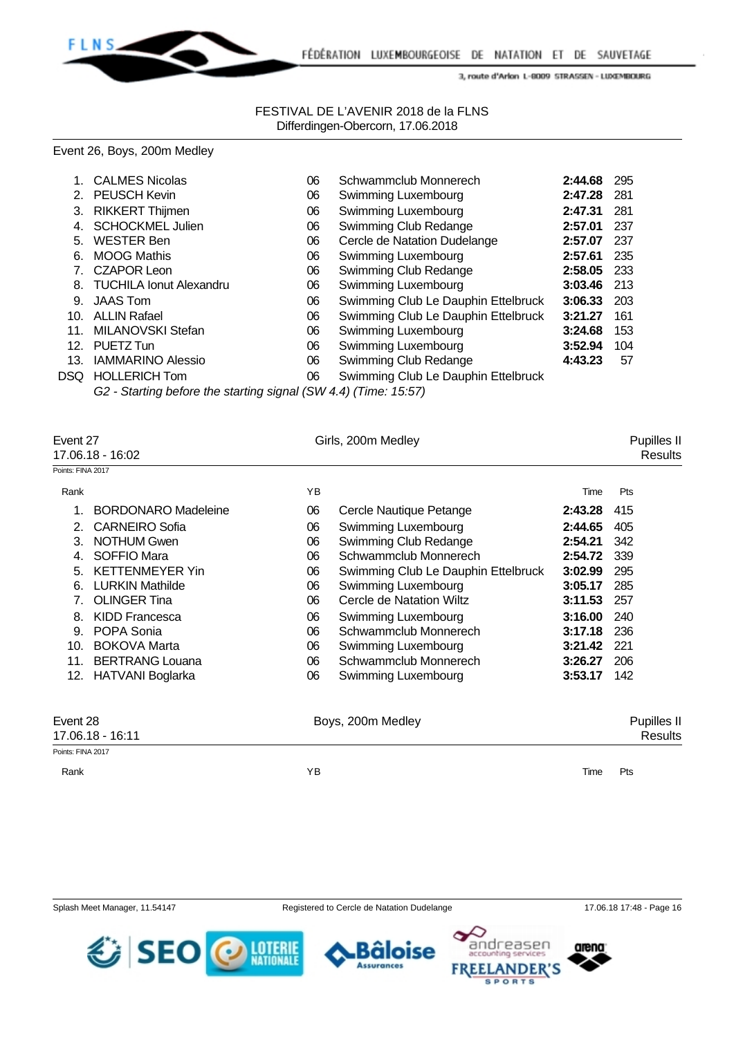FESTIVAL DE L'AVENIR 2018 de la FLNS
Differdingen-Obercorn, 17.06.2018

Event 26, Boys, 200m Medley

| Rank | Name | YB | Club | Time | Pts |
|---|---|---|---|---|---|
| 1. | CALMES Nicolas | 06 | Schwammclub Monnerech | **2:44.68** | 295 |
| 2. | PEUSCH Kevin | 06 | Swimming Luxembourg | **2:47.28** | 281 |
| 3. | RIKKERT Thijmen | 06 | Swimming Luxembourg | **2:47.31** | 281 |
| 4. | SCHOCKMEL Julien | 06 | Swimming Club Redange | **2:57.01** | 237 |
| 5. | WESTER Ben | 06 | Cercle de Natation Dudelange | **2:57.07** | 237 |
| 6. | MOOG Mathis | 06 | Swimming Luxembourg | **2:57.61** | 235 |
| 7. | CZAPOR Leon | 06 | Swimming Club Redange | **2:58.05** | 233 |
| 8. | TUCHILA Ionut Alexandru | 06 | Swimming Luxembourg | **3:03.46** | 213 |
| 9. | JAAS Tom | 06 | Swimming Club Le Dauphin Ettelbruck | **3:06.33** | 203 |
| 10. | ALLIN Rafael | 06 | Swimming Club Le Dauphin Ettelbruck | **3:21.27** | 161 |
| 11. | MILANOVSKI Stefan | 06 | Swimming Luxembourg | **3:24.68** | 153 |
| 12. | PUETZ Tun | 06 | Swimming Luxembourg | **3:52.94** | 104 |
| 13. | IAMMARINO Alessio | 06 | Swimming Club Redange | **4:43.23** | 57 |
| DSQ | HOLLERICH Tom | 06 | Swimming Club Le Dauphin Ettelbruck | | |

*G2 - Starting before the starting signal (SW 4.4) (Time: 15:57)*

Event 27 — Girls, 200m Medley — Pupilles II
17.06.18 - 16:02 — Results

Points: FINA 2017

| Rank | Name | YB | Club | Time | Pts |
|---|---|---|---|---|---|
| 1. | BORDONARO Madeleine | 06 | Cercle Nautique Petange | **2:43.28** | 415 |
| 2. | CARNEIRO Sofia | 06 | Swimming Luxembourg | **2:44.65** | 405 |
| 3. | NOTHUM Gwen | 06 | Swimming Club Redange | **2:54.21** | 342 |
| 4. | SOFFIO Mara | 06 | Schwammclub Monnerech | **2:54.72** | 339 |
| 5. | KETTENMEYER Yin | 06 | Swimming Club Le Dauphin Ettelbruck | **3:02.99** | 295 |
| 6. | LURKIN Mathilde | 06 | Swimming Luxembourg | **3:05.17** | 285 |
| 7. | OLINGER Tina | 06 | Cercle de Natation Wiltz | **3:11.53** | 257 |
| 8. | KIDD Francesca | 06 | Swimming Luxembourg | **3:16.00** | 240 |
| 9. | POPA Sonia | 06 | Schwammclub Monnerech | **3:17.18** | 236 |
| 10. | BOKOVA Marta | 06 | Swimming Luxembourg | **3:21.42** | 221 |
| 11. | BERTRANG Louana | 06 | Schwammclub Monnerech | **3:26.27** | 206 |
| 12. | HATVANI Boglarka | 06 | Swimming Luxembourg | **3:53.17** | 142 |

Event 28 — Boys, 200m Medley — Pupilles II
17.06.18 - 16:11 — Results

Points: FINA 2017

| Rank | Name | YB | Club | Time | Pts |
|---|---|---|---|---|---|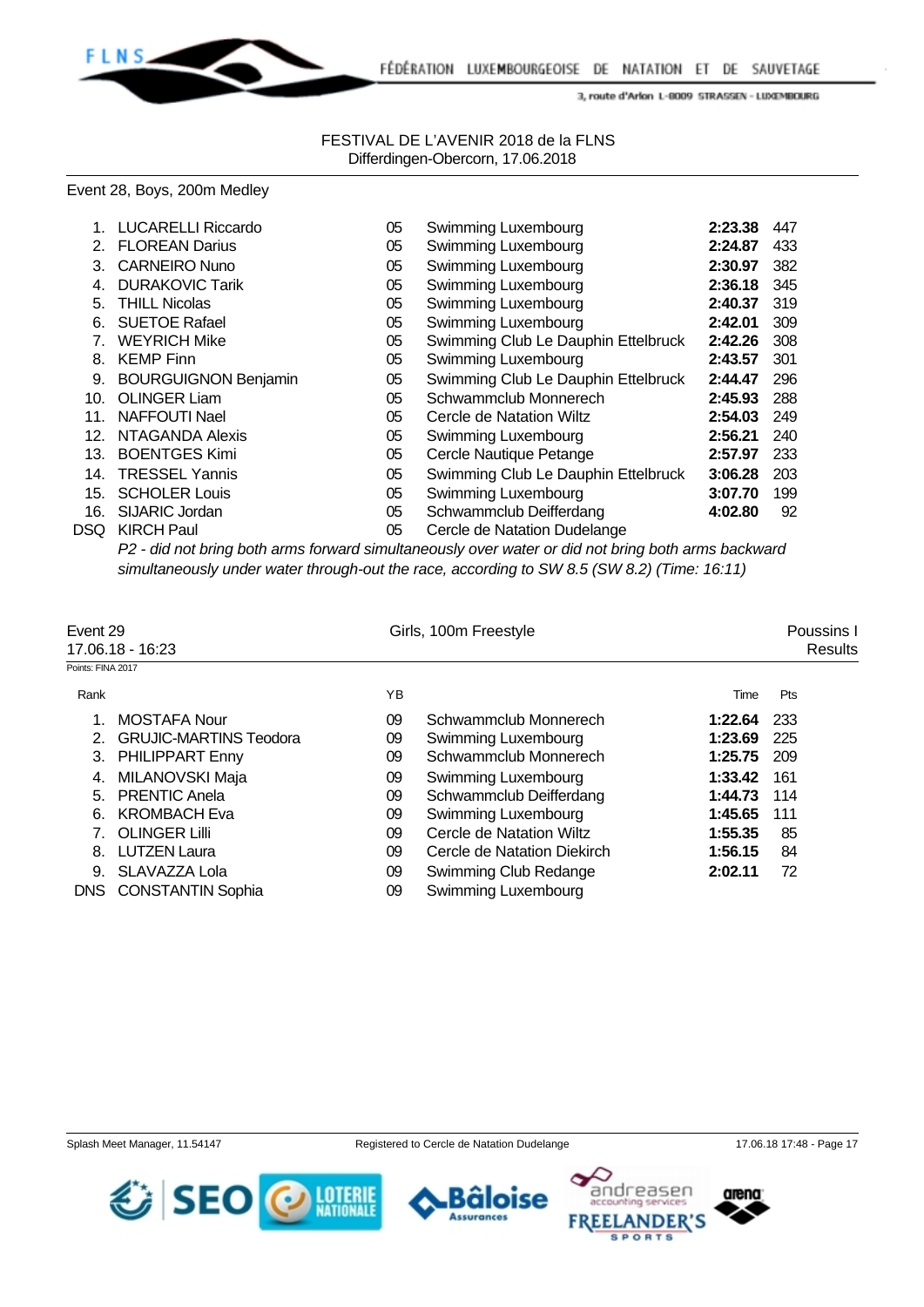FESTIVAL DE L'AVENIR 2018 de la FLNS
Differdingen-Obercorn, 17.06.2018

Event 28, Boys, 200m Medley

| Rank | Name | YB | Club | Time | Pts |
|---|---|---|---|---|---|
| 1. | LUCARELLI Riccardo | 05 | Swimming Luxembourg | **2:23.38** | 447 |
| 2. | FLOREAN Darius | 05 | Swimming Luxembourg | **2:24.87** | 433 |
| 3. | CARNEIRO Nuno | 05 | Swimming Luxembourg | **2:30.97** | 382 |
| 4. | DURAKOVIC Tarik | 05 | Swimming Luxembourg | **2:36.18** | 345 |
| 5. | THILL Nicolas | 05 | Swimming Luxembourg | **2:40.37** | 319 |
| 6. | SUETOE Rafael | 05 | Swimming Luxembourg | **2:42.01** | 309 |
| 7. | WEYRICH Mike | 05 | Swimming Club Le Dauphin Ettelbruck | **2:42.26** | 308 |
| 8. | KEMP Finn | 05 | Swimming Luxembourg | **2:43.57** | 301 |
| 9. | BOURGUIGNON Benjamin | 05 | Swimming Club Le Dauphin Ettelbruck | **2:44.47** | 296 |
| 10. | OLINGER Liam | 05 | Schwammclub Monnerech | **2:45.93** | 288 |
| 11. | NAFFOUTI Nael | 05 | Cercle de Natation Wiltz | **2:54.03** | 249 |
| 12. | NTAGANDA Alexis | 05 | Swimming Luxembourg | **2:56.21** | 240 |
| 13. | BOENTGES Kimi | 05 | Cercle Nautique Petange | **2:57.97** | 233 |
| 14. | TRESSEL Yannis | 05 | Swimming Club Le Dauphin Ettelbruck | **3:06.28** | 203 |
| 15. | SCHOLER Louis | 05 | Swimming Luxembourg | **3:07.70** | 199 |
| 16. | SIJARIC Jordan | 05 | Schwammclub Deifferdang | **4:02.80** | 92 |
| DSQ | KIRCH Paul | 05 | Cercle de Natation Dudelange | | |

*P2 - did not bring both arms forward simultaneously over water or did not bring both arms backward simultaneously under water through-out the race, according to SW 8.5 (SW 8.2) (Time: 16:11)*

Event 29 — Girls, 100m Freestyle — Poussins I

17.06.18 - 16:23 — Results

Points: FINA 2017

| Rank | Name | YB | Club | Time | Pts |
|---|---|---|---|---|---|
| 1. | MOSTAFA Nour | 09 | Schwammclub Monnerech | **1:22.64** | 233 |
| 2. | GRUJIC-MARTINS Teodora | 09 | Swimming Luxembourg | **1:23.69** | 225 |
| 3. | PHILIPPART Enny | 09 | Schwammclub Monnerech | **1:25.75** | 209 |
| 4. | MILANOVSKI Maja | 09 | Swimming Luxembourg | **1:33.42** | 161 |
| 5. | PRENTIC Anela | 09 | Schwammclub Deifferdang | **1:44.73** | 114 |
| 6. | KROMBACH Eva | 09 | Swimming Luxembourg | **1:45.65** | 111 |
| 7. | OLINGER Lilli | 09 | Cercle de Natation Wiltz | **1:55.35** | 85 |
| 8. | LUTZEN Laura | 09 | Cercle de Natation Diekirch | **1:56.15** | 84 |
| 9. | SLAVAZZA Lola | 09 | Swimming Club Redange | **2:02.11** | 72 |
| DNS | CONSTANTIN Sophia | 09 | Swimming Luxembourg | | |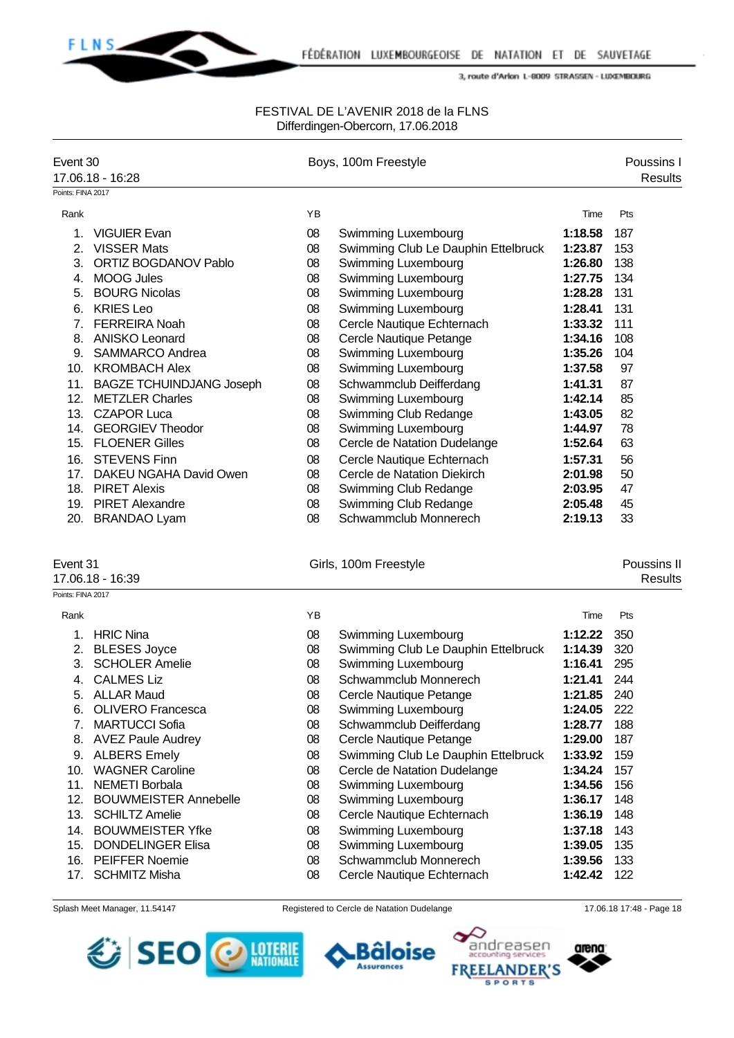FESTIVAL DE L'AVENIR 2018 de la FLNS
Differdingen-Obercorn, 17.06.2018

## Event 30 — Boys, 100m Freestyle — Poussins I

17.06.18 - 16:28 — Results

Points: FINA 2017

| Rank | | YB | | Time | Pts |
|---|---|---|---|---|---|
| 1. | VIGUIER Evan | 08 | Swimming Luxembourg | **1:18.58** | 187 |
| 2. | VISSER Mats | 08 | Swimming Club Le Dauphin Ettelbruck | **1:23.87** | 153 |
| 3. | ORTIZ BOGDANOV Pablo | 08 | Swimming Luxembourg | **1:26.80** | 138 |
| 4. | MOOG Jules | 08 | Swimming Luxembourg | **1:27.75** | 134 |
| 5. | BOURG Nicolas | 08 | Swimming Luxembourg | **1:28.28** | 131 |
| 6. | KRIES Leo | 08 | Swimming Luxembourg | **1:28.41** | 131 |
| 7. | FERREIRA Noah | 08 | Cercle Nautique Echternach | **1:33.32** | 111 |
| 8. | ANISKO Leonard | 08 | Cercle Nautique Petange | **1:34.16** | 108 |
| 9. | SAMMARCO Andrea | 08 | Swimming Luxembourg | **1:35.26** | 104 |
| 10. | KROMBACH Alex | 08 | Swimming Luxembourg | **1:37.58** | 97 |
| 11. | BAGZE TCHUINDJANG Joseph | 08 | Schwammclub Deifferdang | **1:41.31** | 87 |
| 12. | METZLER Charles | 08 | Swimming Luxembourg | **1:42.14** | 85 |
| 13. | CZAPOR Luca | 08 | Swimming Club Redange | **1:43.05** | 82 |
| 14. | GEORGIEV Theodor | 08 | Swimming Luxembourg | **1:44.97** | 78 |
| 15. | FLOENER Gilles | 08 | Cercle de Natation Dudelange | **1:52.64** | 63 |
| 16. | STEVENS Finn | 08 | Cercle Nautique Echternach | **1:57.31** | 56 |
| 17. | DAKEU NGAHA David Owen | 08 | Cercle de Natation Diekirch | **2:01.98** | 50 |
| 18. | PIRET Alexis | 08 | Swimming Club Redange | **2:03.95** | 47 |
| 19. | PIRET Alexandre | 08 | Swimming Club Redange | **2:05.48** | 45 |
| 20. | BRANDAO Lyam | 08 | Schwammclub Monnerech | **2:19.13** | 33 |

## Event 31 — Girls, 100m Freestyle — Poussins II

17.06.18 - 16:39 — Results

Points: FINA 2017

| Rank | | YB | | Time | Pts |
|---|---|---|---|---|---|
| 1. | HRIC Nina | 08 | Swimming Luxembourg | **1:12.22** | 350 |
| 2. | BLESES Joyce | 08 | Swimming Club Le Dauphin Ettelbruck | **1:14.39** | 320 |
| 3. | SCHOLER Amelie | 08 | Swimming Luxembourg | **1:16.41** | 295 |
| 4. | CALMES Liz | 08 | Schwammclub Monnerech | **1:21.41** | 244 |
| 5. | ALLAR Maud | 08 | Cercle Nautique Petange | **1:21.85** | 240 |
| 6. | OLIVERO Francesca | 08 | Swimming Luxembourg | **1:24.05** | 222 |
| 7. | MARTUCCI Sofia | 08 | Schwammclub Deifferdang | **1:28.77** | 188 |
| 8. | AVEZ Paule Audrey | 08 | Cercle Nautique Petange | **1:29.00** | 187 |
| 9. | ALBERS Emely | 08 | Swimming Club Le Dauphin Ettelbruck | **1:33.92** | 159 |
| 10. | WAGNER Caroline | 08 | Cercle de Natation Dudelange | **1:34.24** | 157 |
| 11. | NEMETI Borbala | 08 | Swimming Luxembourg | **1:34.56** | 156 |
| 12. | BOUWMEISTER Annebelle | 08 | Swimming Luxembourg | **1:36.17** | 148 |
| 13. | SCHILTZ Amelie | 08 | Cercle Nautique Echternach | **1:36.19** | 148 |
| 14. | BOUWMEISTER Yfke | 08 | Swimming Luxembourg | **1:37.18** | 143 |
| 15. | DONDELINGER Elisa | 08 | Swimming Luxembourg | **1:39.05** | 135 |
| 16. | PEIFFER Noemie | 08 | Schwammclub Monnerech | **1:39.56** | 133 |
| 17. | SCHMITZ Misha | 08 | Cercle Nautique Echternach | **1:42.42** | 122 |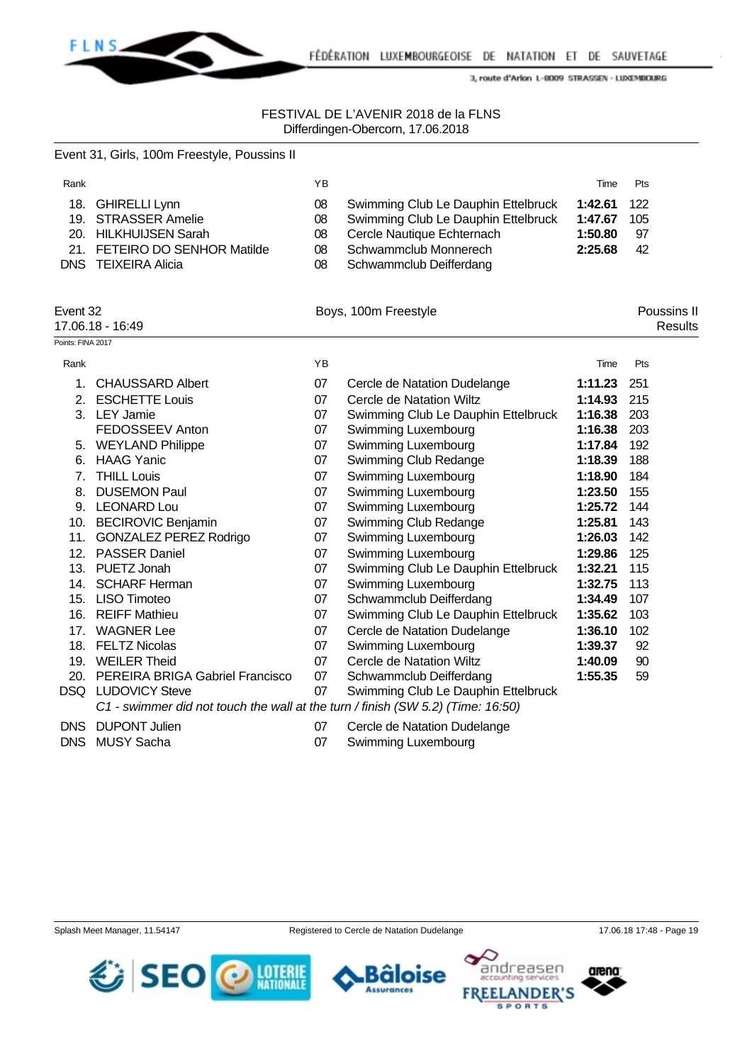FESTIVAL DE L'AVENIR 2018 de la FLNS
Differdingen-Obercorn, 17.06.2018

## Event 31, Girls, 100m Freestyle, Poussins II

| Rank | | YB | | Time | Pts |
|---|---|---|---|---|---|
| 18. | GHIRELLI Lynn | 08 | Swimming Club Le Dauphin Ettelbruck | **1:42.61** | 122 |
| 19. | STRASSER Amelie | 08 | Swimming Club Le Dauphin Ettelbruck | **1:47.67** | 105 |
| 20. | HILKHUIJSEN Sarah | 08 | Cercle Nautique Echternach | **1:50.80** | 97 |
| 21. | FETEIRO DO SENHOR Matilde | 08 | Schwammclub Monnerech | **2:25.68** | 42 |
| DNS | TEIXEIRA Alicia | 08 | Schwammclub Deifferdang | | |

## Event 32 — Boys, 100m Freestyle — Poussins II

17.06.18 - 16:49 — Results

Points: FINA 2017

| Rank | | YB | | Time | Pts |
|---|---|---|---|---|---|
| 1. | CHAUSSARD Albert | 07 | Cercle de Natation Dudelange | **1:11.23** | 251 |
| 2. | ESCHETTE Louis | 07 | Cercle de Natation Wiltz | **1:14.93** | 215 |
| 3. | LEY Jamie | 07 | Swimming Club Le Dauphin Ettelbruck | **1:16.38** | 203 |
| | FEDOSSEEV Anton | 07 | Swimming Luxembourg | **1:16.38** | 203 |
| 5. | WEYLAND Philippe | 07 | Swimming Luxembourg | **1:17.84** | 192 |
| 6. | HAAG Yanic | 07 | Swimming Club Redange | **1:18.39** | 188 |
| 7. | THILL Louis | 07 | Swimming Luxembourg | **1:18.90** | 184 |
| 8. | DUSEMON Paul | 07 | Swimming Luxembourg | **1:23.50** | 155 |
| 9. | LEONARD Lou | 07 | Swimming Luxembourg | **1:25.72** | 144 |
| 10. | BECIROVIC Benjamin | 07 | Swimming Club Redange | **1:25.81** | 143 |
| 11. | GONZALEZ PEREZ Rodrigo | 07 | Swimming Luxembourg | **1:26.03** | 142 |
| 12. | PASSER Daniel | 07 | Swimming Luxembourg | **1:29.86** | 125 |
| 13. | PUETZ Jonah | 07 | Swimming Club Le Dauphin Ettelbruck | **1:32.21** | 115 |
| 14. | SCHARF Herman | 07 | Swimming Luxembourg | **1:32.75** | 113 |
| 15. | LISO Timoteo | 07 | Schwammclub Deifferdang | **1:34.49** | 107 |
| 16. | REIFF Mathieu | 07 | Swimming Club Le Dauphin Ettelbruck | **1:35.62** | 103 |
| 17. | WAGNER Lee | 07 | Cercle de Natation Dudelange | **1:36.10** | 102 |
| 18. | FELTZ Nicolas | 07 | Swimming Luxembourg | **1:39.37** | 92 |
| 19. | WEILER Theid | 07 | Cercle de Natation Wiltz | **1:40.09** | 90 |
| 20. | PEREIRA BRIGA Gabriel Francisco | 07 | Schwammclub Deifferdang | **1:55.35** | 59 |
| DSQ | LUDOVICY Steve | 07 | Swimming Club Le Dauphin Ettelbruck | | |
| | *C1 - swimmer did not touch the wall at the turn / finish (SW 5.2) (Time: 16:50)* | | | | |
| DNS | DUPONT Julien | 07 | Cercle de Natation Dudelange | | |
| DNS | MUSY Sacha | 07 | Swimming Luxembourg | | |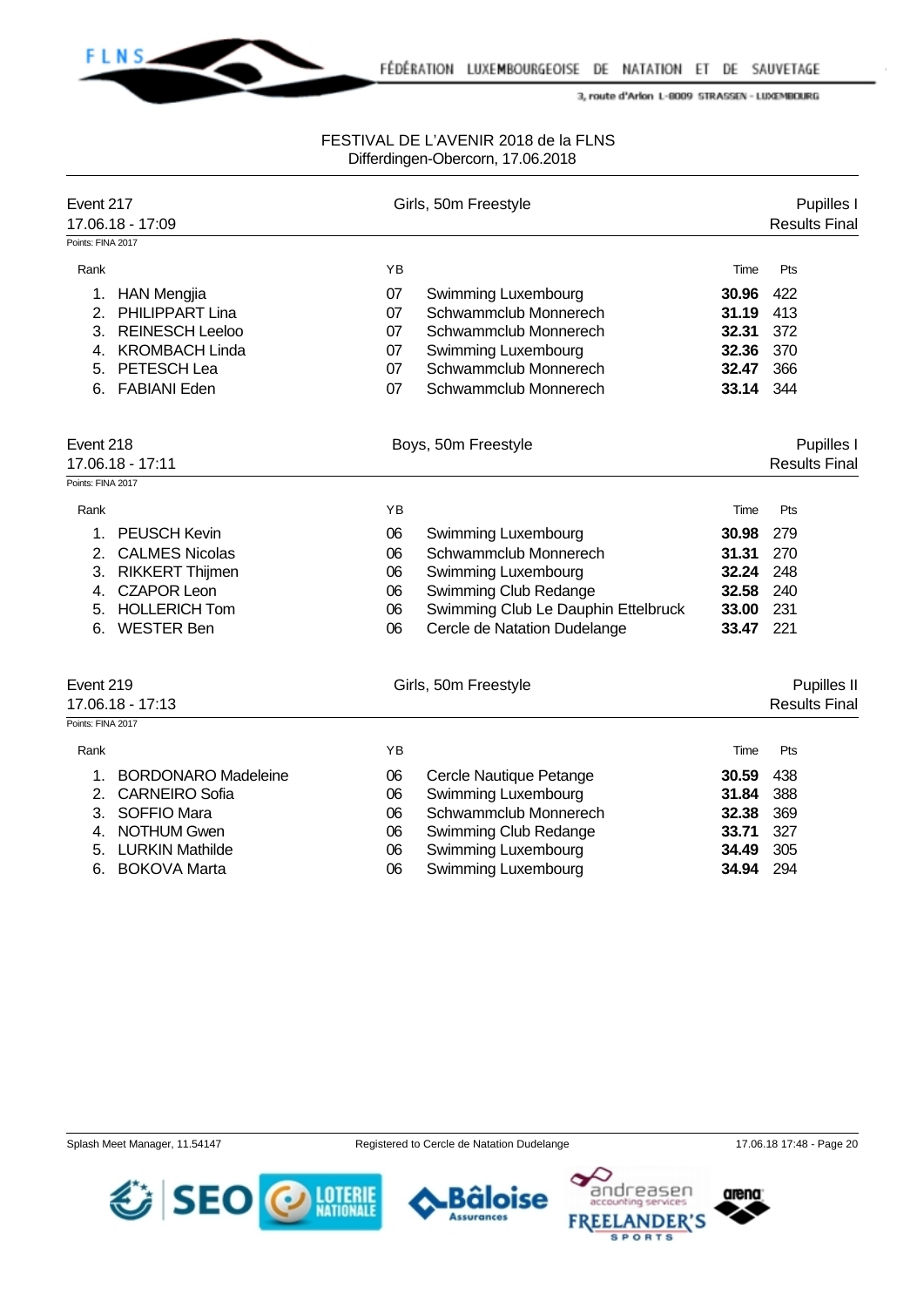FESTIVAL DE L'AVENIR 2018 de la FLNS
Differdingen-Obercorn, 17.06.2018

## Event 217 — Girls, 50m Freestyle — Pupilles I

17.06.18 - 17:09 — Results Final

Points: FINA 2017

| Rank | Name | YB | Club | Time | Pts |
|---|---|---|---|---|---|
| 1. | HAN Mengjia | 07 | Swimming Luxembourg | **30.96** | 422 |
| 2. | PHILIPPART Lina | 07 | Schwammclub Monnerech | **31.19** | 413 |
| 3. | REINESCH Leeloo | 07 | Schwammclub Monnerech | **32.31** | 372 |
| 4. | KROMBACH Linda | 07 | Swimming Luxembourg | **32.36** | 370 |
| 5. | PETESCH Lea | 07 | Schwammclub Monnerech | **32.47** | 366 |
| 6. | FABIANI Eden | 07 | Schwammclub Monnerech | **33.14** | 344 |

## Event 218 — Boys, 50m Freestyle — Pupilles I

17.06.18 - 17:11 — Results Final

Points: FINA 2017

| Rank | Name | YB | Club | Time | Pts |
|---|---|---|---|---|---|
| 1. | PEUSCH Kevin | 06 | Swimming Luxembourg | **30.98** | 279 |
| 2. | CALMES Nicolas | 06 | Schwammclub Monnerech | **31.31** | 270 |
| 3. | RIKKERT Thijmen | 06 | Swimming Luxembourg | **32.24** | 248 |
| 4. | CZAPOR Leon | 06 | Swimming Club Redange | **32.58** | 240 |
| 5. | HOLLERICH Tom | 06 | Swimming Club Le Dauphin Ettelbruck | **33.00** | 231 |
| 6. | WESTER Ben | 06 | Cercle de Natation Dudelange | **33.47** | 221 |

## Event 219 — Girls, 50m Freestyle — Pupilles II

17.06.18 - 17:13 — Results Final

Points: FINA 2017

| Rank | Name | YB | Club | Time | Pts |
|---|---|---|---|---|---|
| 1. | BORDONARO Madeleine | 06 | Cercle Nautique Petange | **30.59** | 438 |
| 2. | CARNEIRO Sofia | 06 | Swimming Luxembourg | **31.84** | 388 |
| 3. | SOFFIO Mara | 06 | Schwammclub Monnerech | **32.38** | 369 |
| 4. | NOTHUM Gwen | 06 | Swimming Club Redange | **33.71** | 327 |
| 5. | LURKIN Mathilde | 06 | Swimming Luxembourg | **34.49** | 305 |
| 6. | BOKOVA Marta | 06 | Swimming Luxembourg | **34.94** | 294 |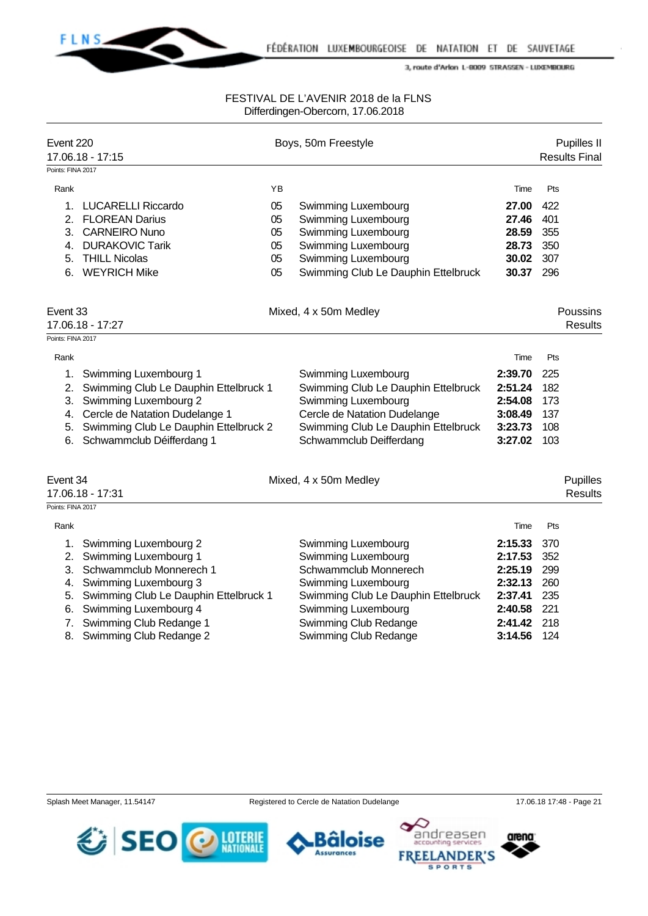FESTIVAL DE L'AVENIR 2018 de la FLNS
Differdingen-Obercorn, 17.06.2018

Event 220 — Boys, 50m Freestyle — Pupilles II
17.06.18 - 17:15 — Results Final
Points: FINA 2017

| Rank | | YB | | Time | Pts |
|---|---|---|---|---|---|
| 1. | LUCARELLI Riccardo | 05 | Swimming Luxembourg | **27.00** | 422 |
| 2. | FLOREAN Darius | 05 | Swimming Luxembourg | **27.46** | 401 |
| 3. | CARNEIRO Nuno | 05 | Swimming Luxembourg | **28.59** | 355 |
| 4. | DURAKOVIC Tarik | 05 | Swimming Luxembourg | **28.73** | 350 |
| 5. | THILL Nicolas | 05 | Swimming Luxembourg | **30.02** | 307 |
| 6. | WEYRICH Mike | 05 | Swimming Club Le Dauphin Ettelbruck | **30.37** | 296 |

Event 33 — Mixed, 4 x 50m Medley — Poussins
17.06.18 - 17:27 — Results
Points: FINA 2017

| Rank | | | Time | Pts |
|---|---|---|---|---|
| 1. | Swimming Luxembourg 1 | Swimming Luxembourg | **2:39.70** | 225 |
| 2. | Swimming Club Le Dauphin Ettelbruck 1 | Swimming Club Le Dauphin Ettelbruck | **2:51.24** | 182 |
| 3. | Swimming Luxembourg 2 | Swimming Luxembourg | **2:54.08** | 173 |
| 4. | Cercle de Natation Dudelange 1 | Cercle de Natation Dudelange | **3:08.49** | 137 |
| 5. | Swimming Club Le Dauphin Ettelbruck 2 | Swimming Club Le Dauphin Ettelbruck | **3:23.73** | 108 |
| 6. | Schwammclub Déifferdang 1 | Schwammclub Deifferdang | **3:27.02** | 103 |

Event 34 — Mixed, 4 x 50m Medley — Pupilles
17.06.18 - 17:31 — Results
Points: FINA 2017

| Rank | | | Time | Pts |
|---|---|---|---|---|
| 1. | Swimming Luxembourg 2 | Swimming Luxembourg | **2:15.33** | 370 |
| 2. | Swimming Luxembourg 1 | Swimming Luxembourg | **2:17.53** | 352 |
| 3. | Schwammclub Monnerech 1 | Schwammclub Monnerech | **2:25.19** | 299 |
| 4. | Swimming Luxembourg 3 | Swimming Luxembourg | **2:32.13** | 260 |
| 5. | Swimming Club Le Dauphin Ettelbruck 1 | Swimming Club Le Dauphin Ettelbruck | **2:37.41** | 235 |
| 6. | Swimming Luxembourg 4 | Swimming Luxembourg | **2:40.58** | 221 |
| 7. | Swimming Club Redange 1 | Swimming Club Redange | **2:41.42** | 218 |
| 8. | Swimming Club Redange 2 | Swimming Club Redange | **3:14.56** | 124 |